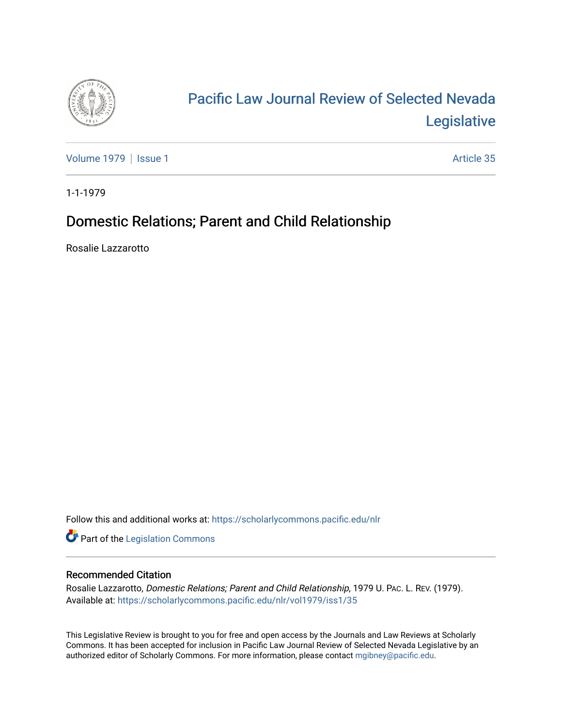# Pacific Law Journal Review of Selected Nevada Legislative

Volume 1979 | Issue 1 Article 35

1-1-1979

## Domestic Relations; Parent and Child Relationship

Rosalie Lazzarotto

Follow this and additional works at: https://scholarlycommons.pacific.edu/nlr

Part of the Legislation Commons

### Recommended Citation

Rosalie Lazzarotto, *Domestic Relations; Parent and Child Relationship*, 1979 U. PAC. L. REV. (1979).
Available at: https://scholarlycommons.pacific.edu/nlr/vol1979/iss1/35

This Legislative Review is brought to you for free and open access by the Journals and Law Reviews at Scholarly Commons. It has been accepted for inclusion in Pacific Law Journal Review of Selected Nevada Legislative by an authorized editor of Scholarly Commons. For more information, please contact mgibney@pacific.edu.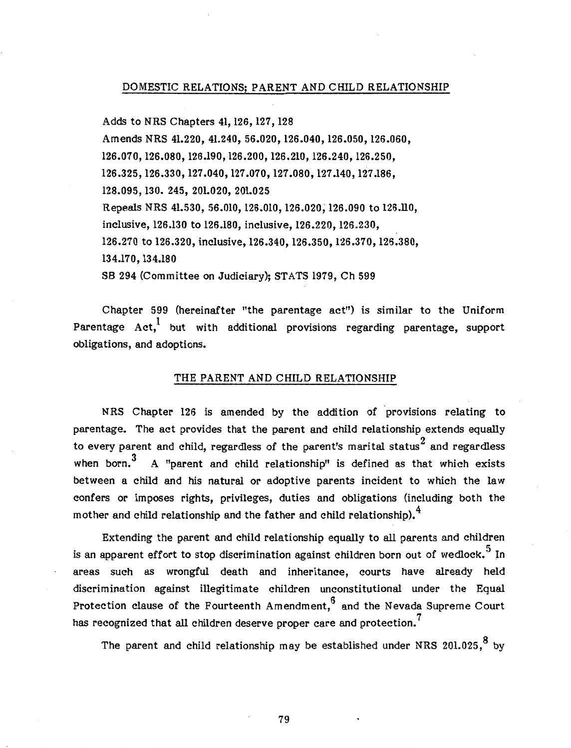## DOMESTIC RELATIONS; PARENT AND CHILD RELATIONSHIP

Adds to NRS Chapters 41, 126, 127, 128

Amends NRS 41.220, 41.240, 56.020, 126.040, 126.050, 126.060, 126.070, 126.080, 126.190, 126.200, 126.210, 126.240, 126.250, 126.325, 126.330, 127.040, 127.070, 127.080, 127.140, 127.186, 128.095, 130. 245, 201.020, 201.025

Repeals NRS 41.530, 56.010, 126.010, 126.020, 126.090 to 126.110, inclusive, 126.130 to 126.180, inclusive, 126.220, 126.230, 126.270 to 126.320, inclusive, 126.340, 126.350, 126.370, 126.380, 134.170, 134.180

SB 294 (Committee on Judiciary); STATS 1979, Ch 599

Chapter 599 (hereinafter "the parentage act") is similar to the Uniform Parentage Act,[1] but with additional provisions regarding parentage, support obligations, and adoptions.

## THE PARENT AND CHILD RELATIONSHIP

NRS Chapter 126 is amended by the addition of provisions relating to parentage. The act provides that the parent and child relationship extends equally to every parent and child, regardless of the parent's marital status[2] and regardless when born.[3] A "parent and child relationship" is defined as that which exists between a child and his natural or adoptive parents incident to which the law confers or imposes rights, privileges, duties and obligations (including both the mother and child relationship and the father and child relationship).[4]

Extending the parent and child relationship equally to all parents and children is an apparent effort to stop discrimination against children born out of wedlock.[5] In areas such as wrongful death and inheritance, courts have already held discrimination against illegitimate children unconstitutional under the Equal Protection clause of the Fourteenth Amendment,[6] and the Nevada Supreme Court has recognized that all children deserve proper care and protection.[7]

The parent and child relationship may be established under NRS 201.025,[8] by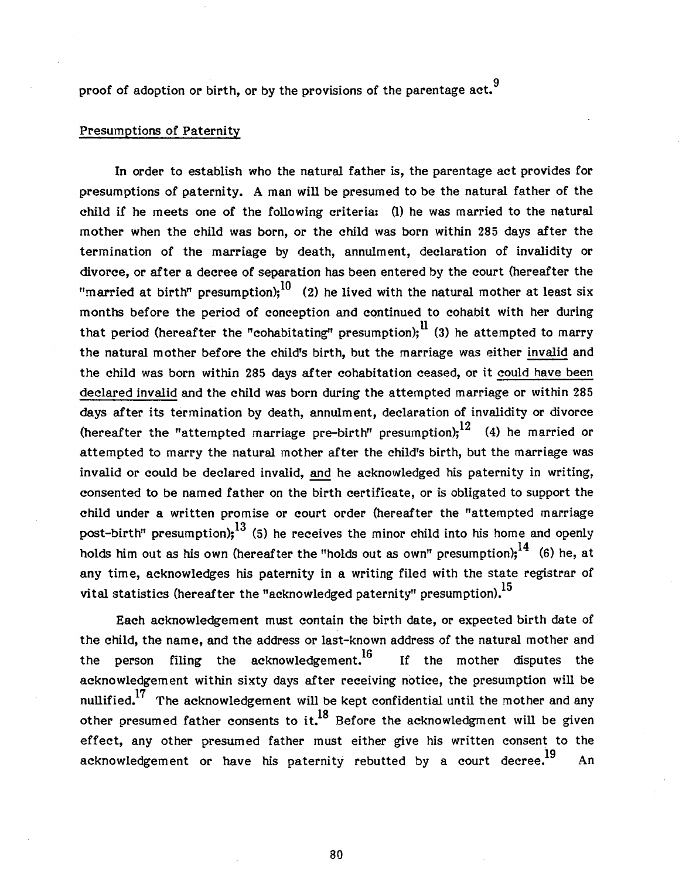proof of adoption or birth, or by the provisions of the parentage act.[9]

## Presumptions of Paternity

In order to establish who the natural father is, the parentage act provides for presumptions of paternity. A man will be presumed to be the natural father of the child if he meets one of the following criteria: (1) he was married to the natural mother when the child was born, or the child was born within 285 days after the termination of the marriage by death, annulment, declaration of invalidity or divorce, or after a decree of separation has been entered by the court (hereafter the "married at birth" presumption);[10] (2) he lived with the natural mother at least six months before the period of conception and continued to cohabit with her during that period (hereafter the "cohabitating" presumption);[11] (3) he attempted to marry the natural mother before the child's birth, but the marriage was either invalid and the child was born within 285 days after cohabitation ceased, or it could have been declared invalid and the child was born during the attempted marriage or within 285 days after its termination by death, annulment, declaration of invalidity or divorce (hereafter the "attempted marriage pre-birth" presumption);[12] (4) he married or attempted to marry the natural mother after the child's birth, but the marriage was invalid or could be declared invalid, and he acknowledged his paternity in writing, consented to be named father on the birth certificate, or is obligated to support the child under a written promise or court order (hereafter the "attempted marriage post-birth" presumption);[13] (5) he receives the minor child into his home and openly holds him out as his own (hereafter the "holds out as own" presumption);[14] (6) he, at any time, acknowledges his paternity in a writing filed with the state registrar of vital statistics (hereafter the "acknowledged paternity" presumption).[15]

Each acknowledgement must contain the birth date, or expected birth date of the child, the name, and the address or last-known address of the natural mother and the person filing the acknowledgement.[16] If the mother disputes the acknowledgement within sixty days after receiving notice, the presumption will be nullified.[17] The acknowledgement will be kept confidential until the mother and any other presumed father consents to it.[18] Before the acknowledgment will be given effect, any other presumed father must either give his written consent to the acknowledgement or have his paternity rebutted by a court decree.[19] An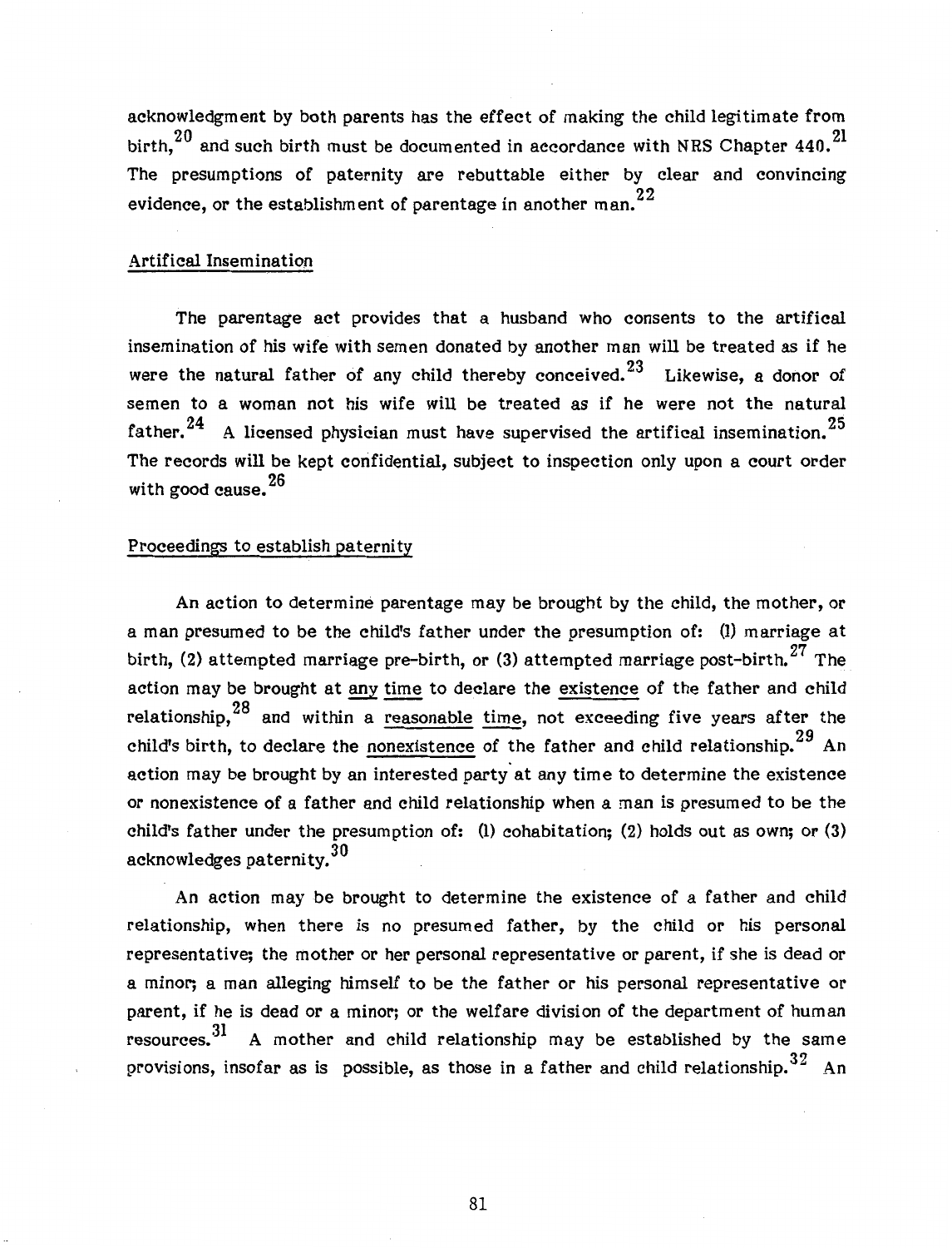acknowledgment by both parents has the effect of making the child legitimate from birth,[20] and such birth must be documented in accordance with NRS Chapter 440.[21] The presumptions of paternity are rebuttable either by clear and convincing evidence, or the establishment of parentage in another man.[22]

Artifical Insemination

The parentage act provides that a husband who consents to the artifical insemination of his wife with semen donated by another man will be treated as if he were the natural father of any child thereby conceived.[23] Likewise, a donor of semen to a woman not his wife will be treated as if he were not the natural father.[24] A licensed physician must have supervised the artifical insemination.[25] The records will be kept confidential, subject to inspection only upon a court order with good cause.[26]

Proceedings to establish paternity

An action to determine parentage may be brought by the child, the mother, or a man presumed to be the child's father under the presumption of: (1) marriage at birth, (2) attempted marriage pre-birth, or (3) attempted marriage post-birth.[27] The action may be brought at any time to declare the existence of the father and child relationship,[28] and within a reasonable time, not exceeding five years after the child's birth, to declare the nonexistence of the father and child relationship.[29] An action may be brought by an interested party at any time to determine the existence or nonexistence of a father and child relationship when a man is presumed to be the child's father under the presumption of: (1) cohabitation; (2) holds out as own; or (3) acknowledges paternity.[30]

An action may be brought to determine the existence of a father and child relationship, when there is no presumed father, by the child or his personal representative; the mother or her personal representative or parent, if she is dead or a minor; a man alleging himself to be the father or his personal representative or parent, if he is dead or a minor; or the welfare division of the department of human resources.[31] A mother and child relationship may be established by the same provisions, insofar as is possible, as those in a father and child relationship.[32] An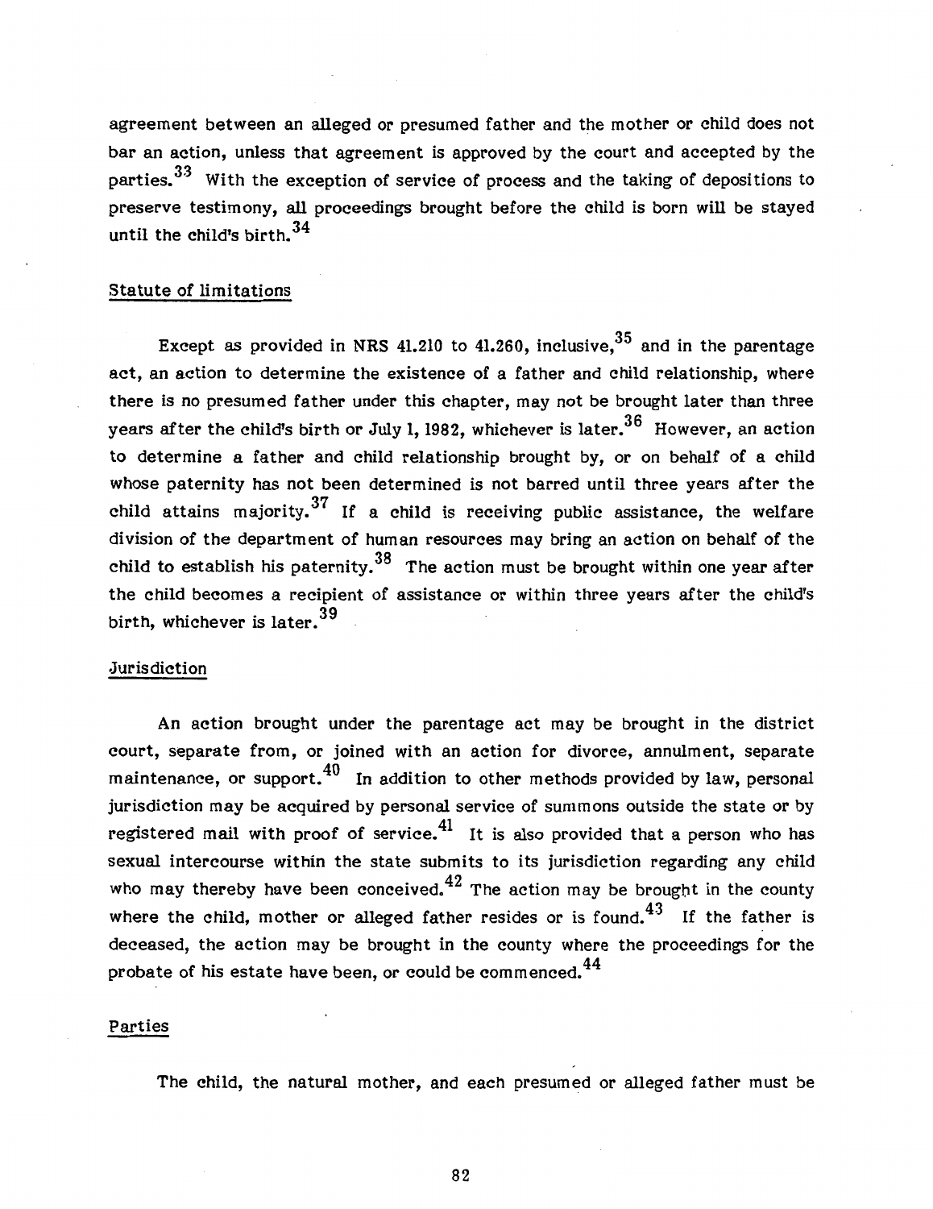agreement between an alleged or presumed father and the mother or child does not bar an action, unless that agreement is approved by the court and accepted by the parties.[33] With the exception of service of process and the taking of depositions to preserve testimony, all proceedings brought before the child is born will be stayed until the child's birth.[34]

## Statute of limitations

Except as provided in NRS 41.210 to 41.260, inclusive,[35] and in the parentage act, an action to determine the existence of a father and child relationship, where there is no presumed father under this chapter, may not be brought later than three years after the child's birth or July 1, 1982, whichever is later.[36] However, an action to determine a father and child relationship brought by, or on behalf of a child whose paternity has not been determined is not barred until three years after the child attains majority.[37] If a child is receiving public assistance, the welfare division of the department of human resources may bring an action on behalf of the child to establish his paternity.[38] The action must be brought within one year after the child becomes a recipient of assistance or within three years after the child's birth, whichever is later.[39]

## Jurisdiction

An action brought under the parentage act may be brought in the district court, separate from, or joined with an action for divorce, annulment, separate maintenance, or support.[40] In addition to other methods provided by law, personal jurisdiction may be acquired by personal service of summons outside the state or by registered mail with proof of service.[41] It is also provided that a person who has sexual intercourse within the state submits to its jurisdiction regarding any child who may thereby have been conceived.[42] The action may be brought in the county where the child, mother or alleged father resides or is found.[43] If the father is deceased, the action may be brought in the county where the proceedings for the probate of his estate have been, or could be commenced.[44]

## Parties

The child, the natural mother, and each presumed or alleged father must be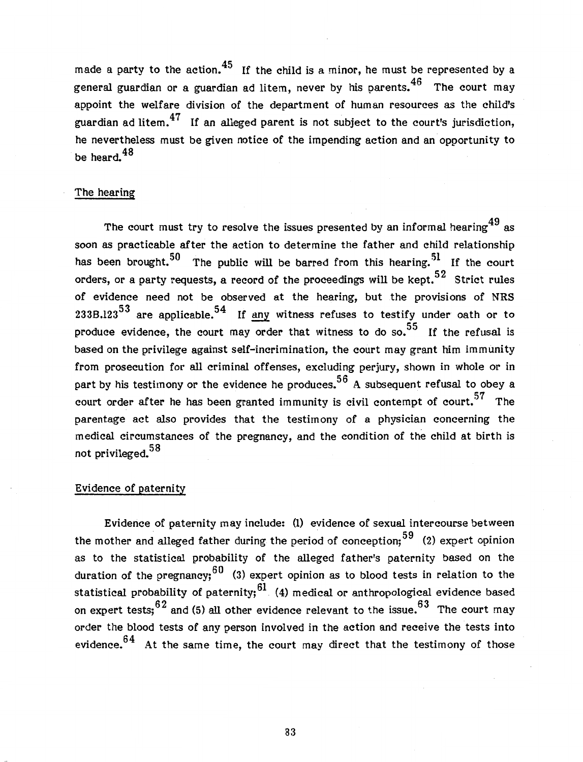made a party to the action.[45] If the child is a minor, he must be represented by a general guardian or a guardian ad litem, never by his parents.[46] The court may appoint the welfare division of the department of human resources as the child's guardian ad litem.[47] If an alleged parent is not subject to the court's jurisdiction, he nevertheless must be given notice of the impending action and an opportunity to be heard.[48]

## The hearing

The court must try to resolve the issues presented by an informal hearing[49] as soon as practicable after the action to determine the father and child relationship has been brought.[50] The public will be barred from this hearing.[51] If the court orders, or a party requests, a record of the proceedings will be kept.[52] Strict rules of evidence need not be observed at the hearing, but the provisions of NRS 233B.123[53] are applicable.[54] If <u>any</u> witness refuses to testify under oath or to produce evidence, the court may order that witness to do so.[55] If the refusal is based on the privilege against self-incrimination, the court may grant him immunity from prosecution for all criminal offenses, excluding perjury, shown in whole or in part by his testimony or the evidence he produces.[56] A subsequent refusal to obey a court order after he has been granted immunity is civil contempt of court.[57] The parentage act also provides that the testimony of a physician concerning the medical circumstances of the pregnancy, and the condition of the child at birth is not privileged.[58]

## Evidence of paternity

Evidence of paternity may include: (1) evidence of sexual intercourse between the mother and alleged father during the period of conception;[59] (2) expert opinion as to the statistical probability of the alleged father's paternity based on the duration of the pregnancy;[60] (3) expert opinion as to blood tests in relation to the statistical probability of paternity;[61] (4) medical or anthropological evidence based on expert tests;[62] and (5) all other evidence relevant to the issue.[63] The court may order the blood tests of any person involved in the action and receive the tests into evidence.[64] At the same time, the court may direct that the testimony of those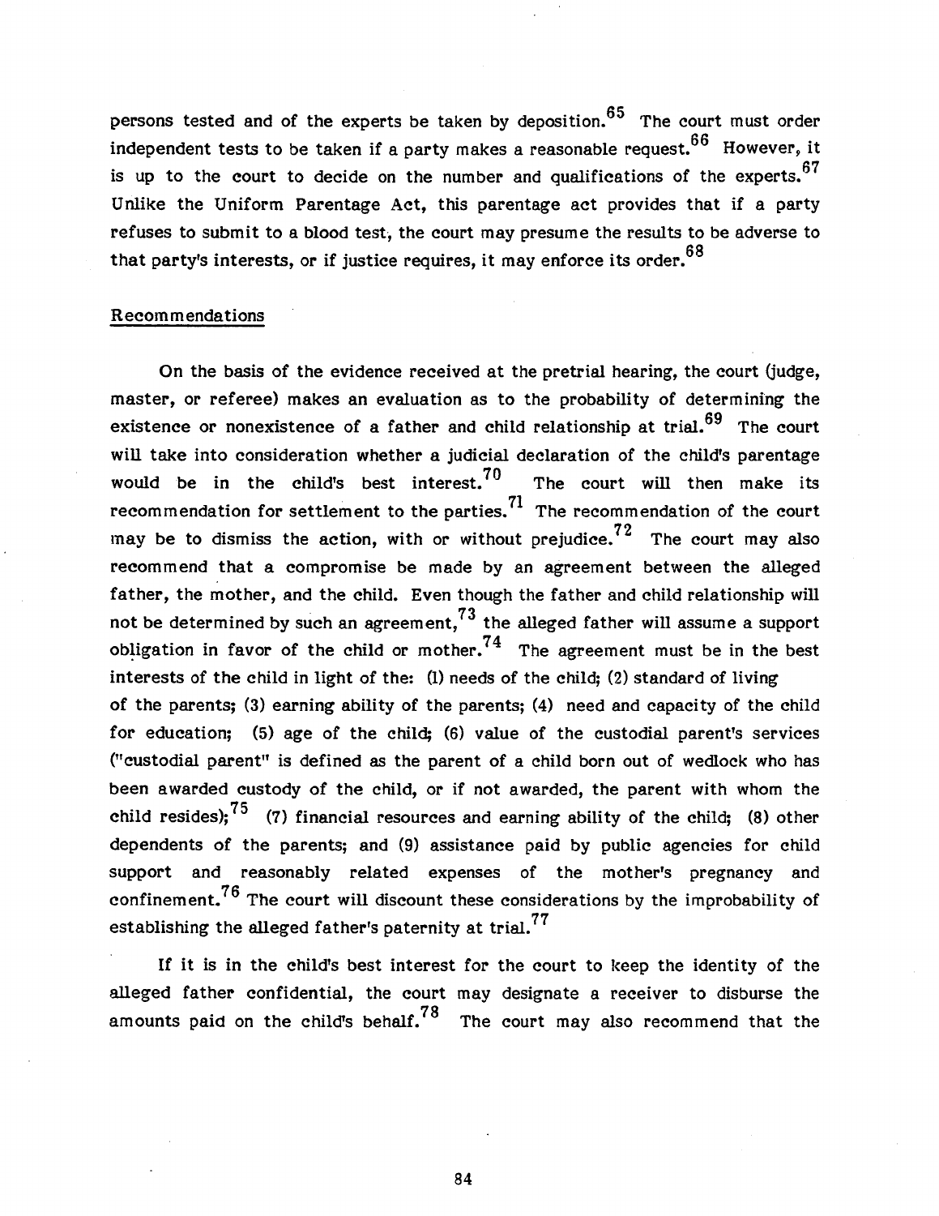persons tested and of the experts be taken by deposition.[65] The court must order independent tests to be taken if a party makes a reasonable request.[66] However, it is up to the court to decide on the number and qualifications of the experts.[67] Unlike the Uniform Parentage Act, this parentage act provides that if a party refuses to submit to a blood test, the court may presume the results to be adverse to that party's interests, or if justice requires, it may enforce its order.[68]

## Recommendations

On the basis of the evidence received at the pretrial hearing, the court (judge, master, or referee) makes an evaluation as to the probability of determining the existence or nonexistence of a father and child relationship at trial.[69] The court will take into consideration whether a judicial declaration of the child's parentage would be in the child's best interest.[70] The court will then make its recommendation for settlement to the parties.[71] The recommendation of the court may be to dismiss the action, with or without prejudice.[72] The court may also recommend that a compromise be made by an agreement between the alleged father, the mother, and the child. Even though the father and child relationship will not be determined by such an agreement,[73] the alleged father will assume a support obligation in favor of the child or mother.[74] The agreement must be in the best interests of the child in light of the: (1) needs of the child; (2) standard of living of the parents; (3) earning ability of the parents; (4) need and capacity of the child for education; (5) age of the child; (6) value of the custodial parent's services ("custodial parent" is defined as the parent of a child born out of wedlock who has been awarded custody of the child, or if not awarded, the parent with whom the child resides);[75] (7) financial resources and earning ability of the child; (8) other dependents of the parents; and (9) assistance paid by public agencies for child support and reasonably related expenses of the mother's pregnancy and confinement.[76] The court will discount these considerations by the improbability of establishing the alleged father's paternity at trial.[77]

If it is in the child's best interest for the court to keep the identity of the alleged father confidential, the court may designate a receiver to disburse the amounts paid on the child's behalf.[78] The court may also recommend that the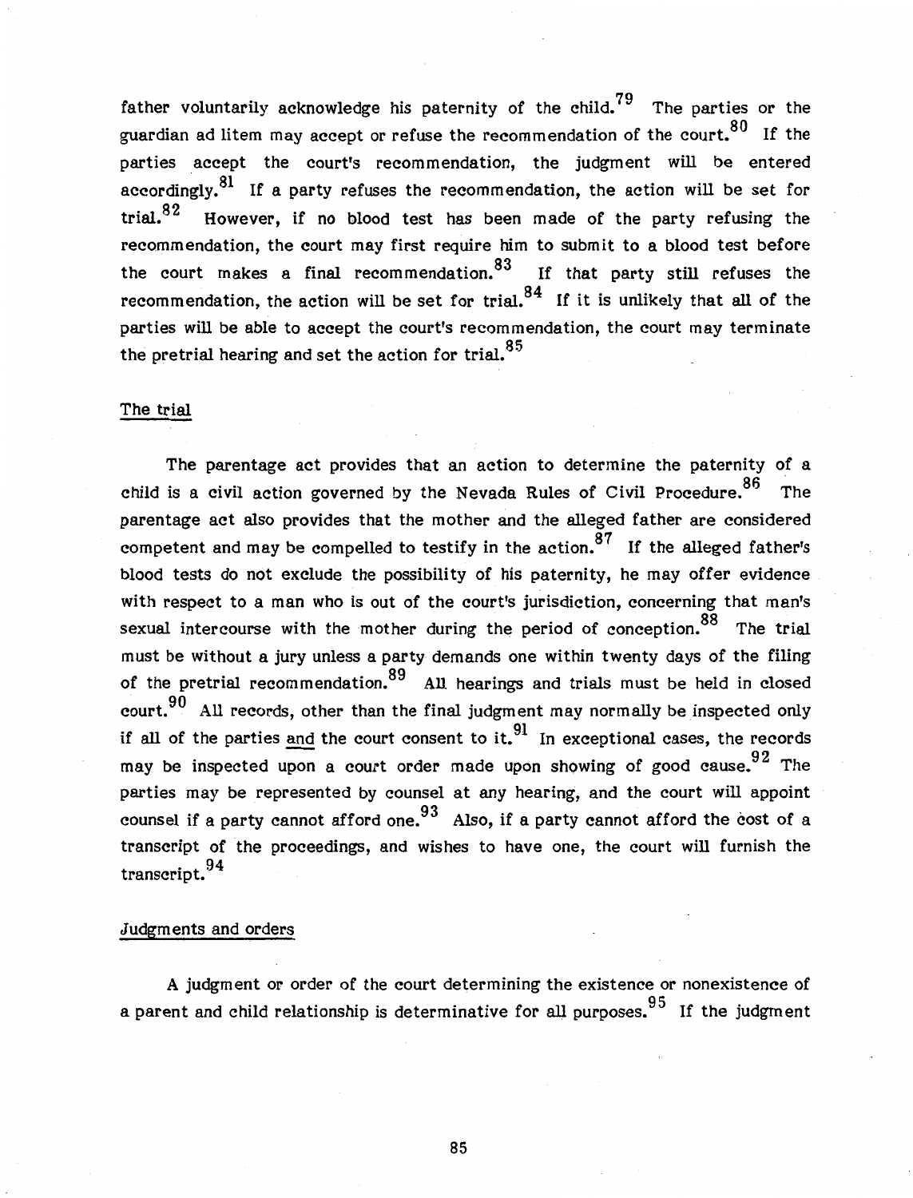father voluntarily acknowledge his paternity of the child.[79] The parties or the guardian ad litem may accept or refuse the recommendation of the court.[80] If the parties accept the court's recommendation, the judgment will be entered accordingly.[81] If a party refuses the recommendation, the action will be set for trial.[82] However, if no blood test has been made of the party refusing the recommendation, the court may first require him to submit to a blood test before the court makes a final recommendation.[83] If that party still refuses the recommendation, the action will be set for trial.[84] If it is unlikely that all of the parties will be able to accept the court's recommendation, the court may terminate the pretrial hearing and set the action for trial.[85]

### The trial

The parentage act provides that an action to determine the paternity of a child is a civil action governed by the Nevada Rules of Civil Procedure.[86] The parentage act also provides that the mother and the alleged father are considered competent and may be compelled to testify in the action.[87] If the alleged father's blood tests do not exclude the possibility of his paternity, he may offer evidence with respect to a man who is out of the court's jurisdiction, concerning that man's sexual intercourse with the mother during the period of conception.[88] The trial must be without a jury unless a party demands one within twenty days of the filing of the pretrial recommendation.[89] All hearings and trials must be held in closed court.[90] All records, other than the final judgment may normally be inspected only if all of the parties <u>and</u> the court consent to it.[91] In exceptional cases, the records may be inspected upon a court order made upon showing of good cause.[92] The parties may be represented by counsel at any hearing, and the court will appoint counsel if a party cannot afford one.[93] Also, if a party cannot afford the cost of a transcript of the proceedings, and wishes to have one, the court will furnish the transcript.[94]

### Judgments and orders

A judgment or order of the court determining the existence or nonexistence of a parent and child relationship is determinative for all purposes.[95] If the judgment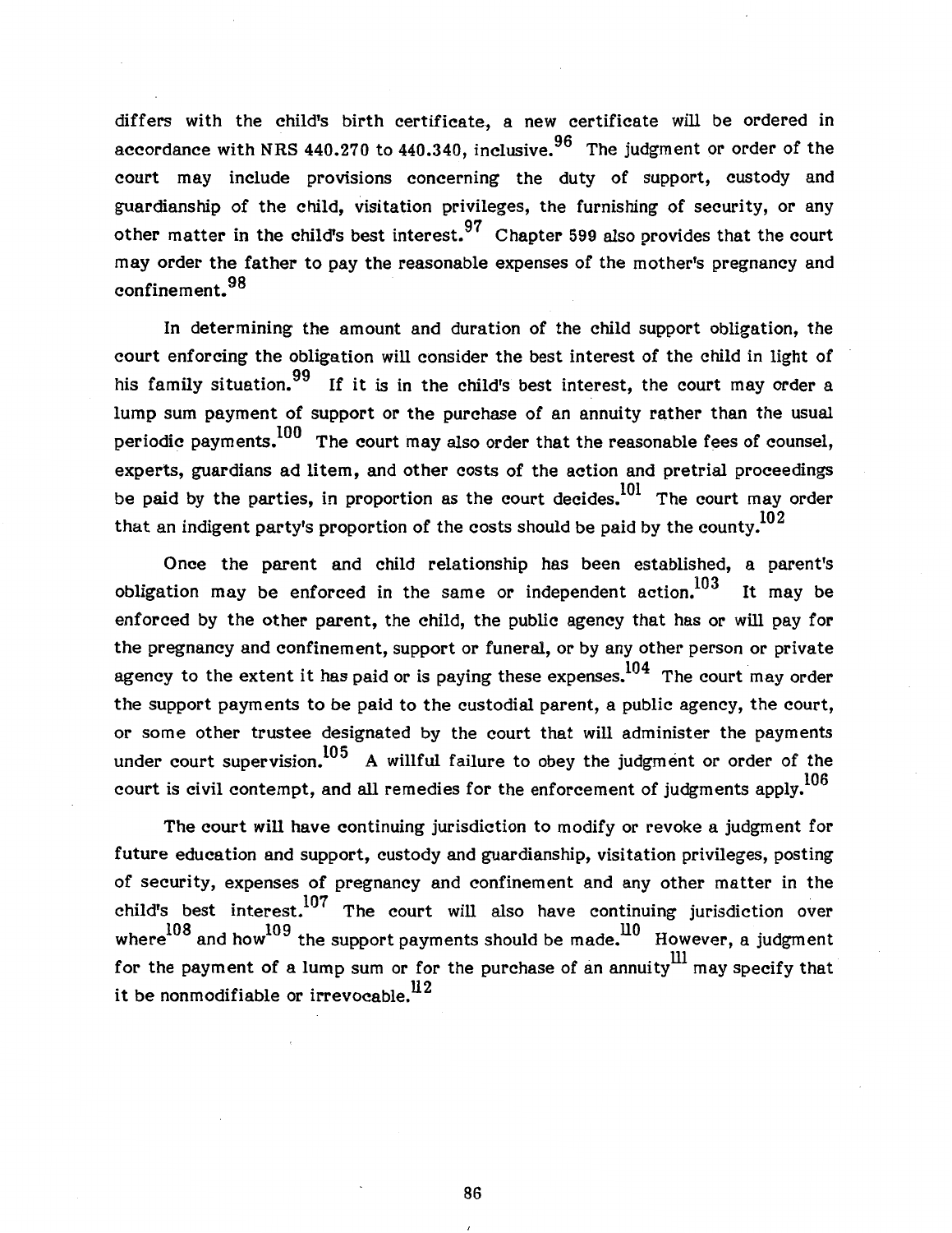differs with the child's birth certificate, a new certificate will be ordered in accordance with NRS 440.270 to 440.340, inclusive.[96] The judgment or order of the court may include provisions concerning the duty of support, custody and guardianship of the child, visitation privileges, the furnishing of security, or any other matter in the child's best interest.[97] Chapter 599 also provides that the court may order the father to pay the reasonable expenses of the mother's pregnancy and confinement.[98]

In determining the amount and duration of the child support obligation, the court enforcing the obligation will consider the best interest of the child in light of his family situation.[99] If it is in the child's best interest, the court may order a lump sum payment of support or the purchase of an annuity rather than the usual periodic payments.[100] The court may also order that the reasonable fees of counsel, experts, guardians ad litem, and other costs of the action and pretrial proceedings be paid by the parties, in proportion as the court decides.[101] The court may order that an indigent party's proportion of the costs should be paid by the county.[102]

Once the parent and child relationship has been established, a parent's obligation may be enforced in the same or independent action.[103] It may be enforced by the other parent, the child, the public agency that has or will pay for the pregnancy and confinement, support or funeral, or by any other person or private agency to the extent it has paid or is paying these expenses.[104] The court may order the support payments to be paid to the custodial parent, a public agency, the court, or some other trustee designated by the court that will administer the payments under court supervision.[105] A willful failure to obey the judgment or order of the court is civil contempt, and all remedies for the enforcement of judgments apply.[106]

The court will have continuing jurisdiction to modify or revoke a judgment for future education and support, custody and guardianship, visitation privileges, posting of security, expenses of pregnancy and confinement and any other matter in the child's best interest.[107] The court will also have continuing jurisdiction over where[108] and how[109] the support payments should be made.[110] However, a judgment for the payment of a lump sum or for the purchase of an annuity[111] may specify that it be nonmodifiable or irrevocable.[112]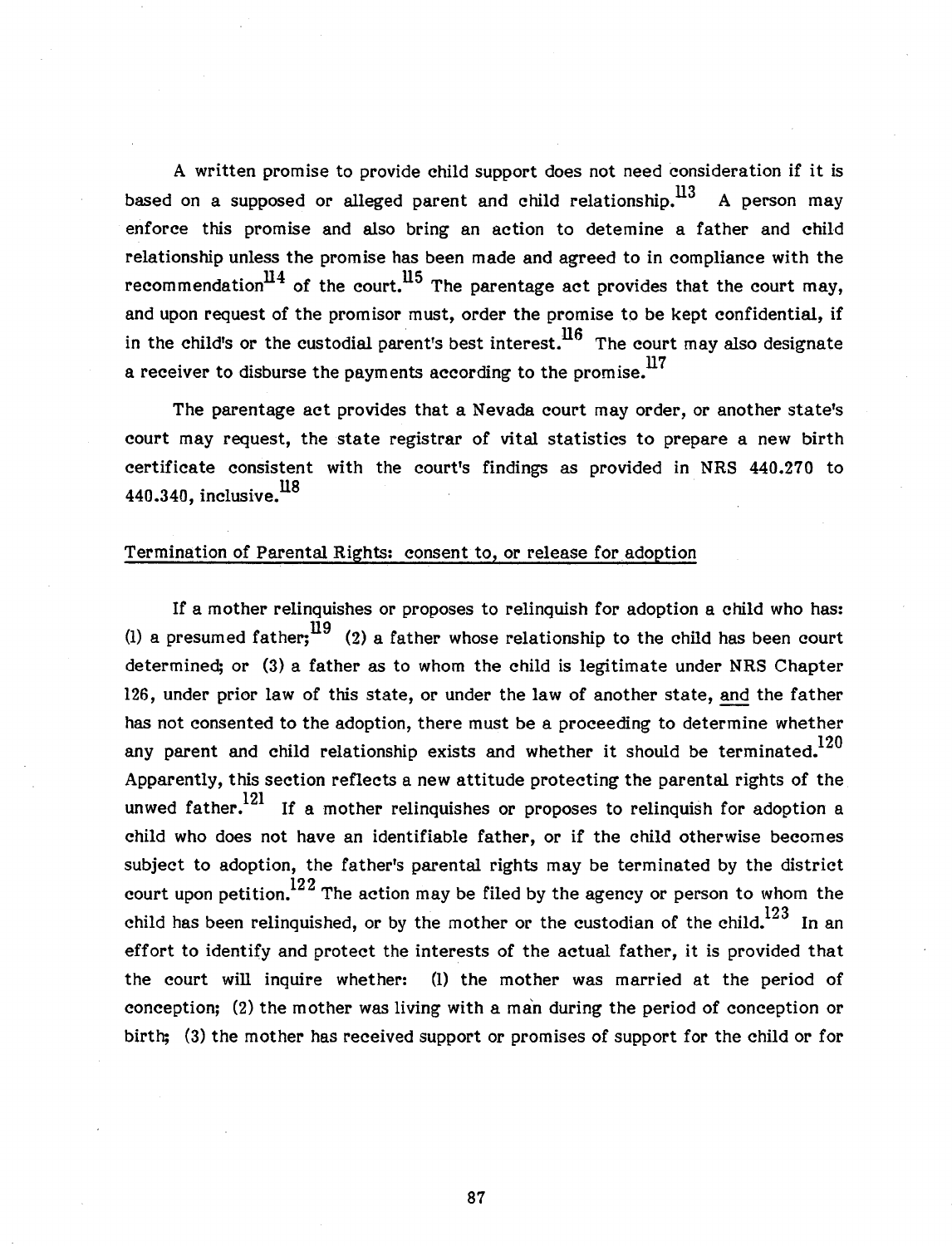A written promise to provide child support does not need consideration if it is based on a supposed or alleged parent and child relationship.[113] A person may enforce this promise and also bring an action to detemine a father and child relationship unless the promise has been made and agreed to in compliance with the recommendation[114] of the court.[115] The parentage act provides that the court may, and upon request of the promisor must, order the promise to be kept confidential, if in the child's or the custodial parent's best interest.[116] The court may also designate a receiver to disburse the payments according to the promise.[117]

The parentage act provides that a Nevada court may order, or another state's court may request, the state registrar of vital statistics to prepare a new birth certificate consistent with the court's findings as provided in NRS 440.270 to 440.340, inclusive.[118]

## Termination of Parental Rights: consent to, or release for adoption

If a mother relinquishes or proposes to relinquish for adoption a child who has: (1) a presumed father;[119] (2) a father whose relationship to the child has been court determined; or (3) a father as to whom the child is legitimate under NRS Chapter 126, under prior law of this state, or under the law of another state, and the father has not consented to the adoption, there must be a proceeding to determine whether any parent and child relationship exists and whether it should be terminated.[120] Apparently, this section reflects a new attitude protecting the parental rights of the unwed father.[121] If a mother relinquishes or proposes to relinquish for adoption a child who does not have an identifiable father, or if the child otherwise becomes subject to adoption, the father's parental rights may be terminated by the district court upon petition.[122] The action may be filed by the agency or person to whom the child has been relinquished, or by the mother or the custodian of the child.[123] In an effort to identify and protect the interests of the actual father, it is provided that the court will inquire whether: (1) the mother was married at the period of conception; (2) the mother was living with a man during the period of conception or birth; (3) the mother has received support or promises of support for the child or for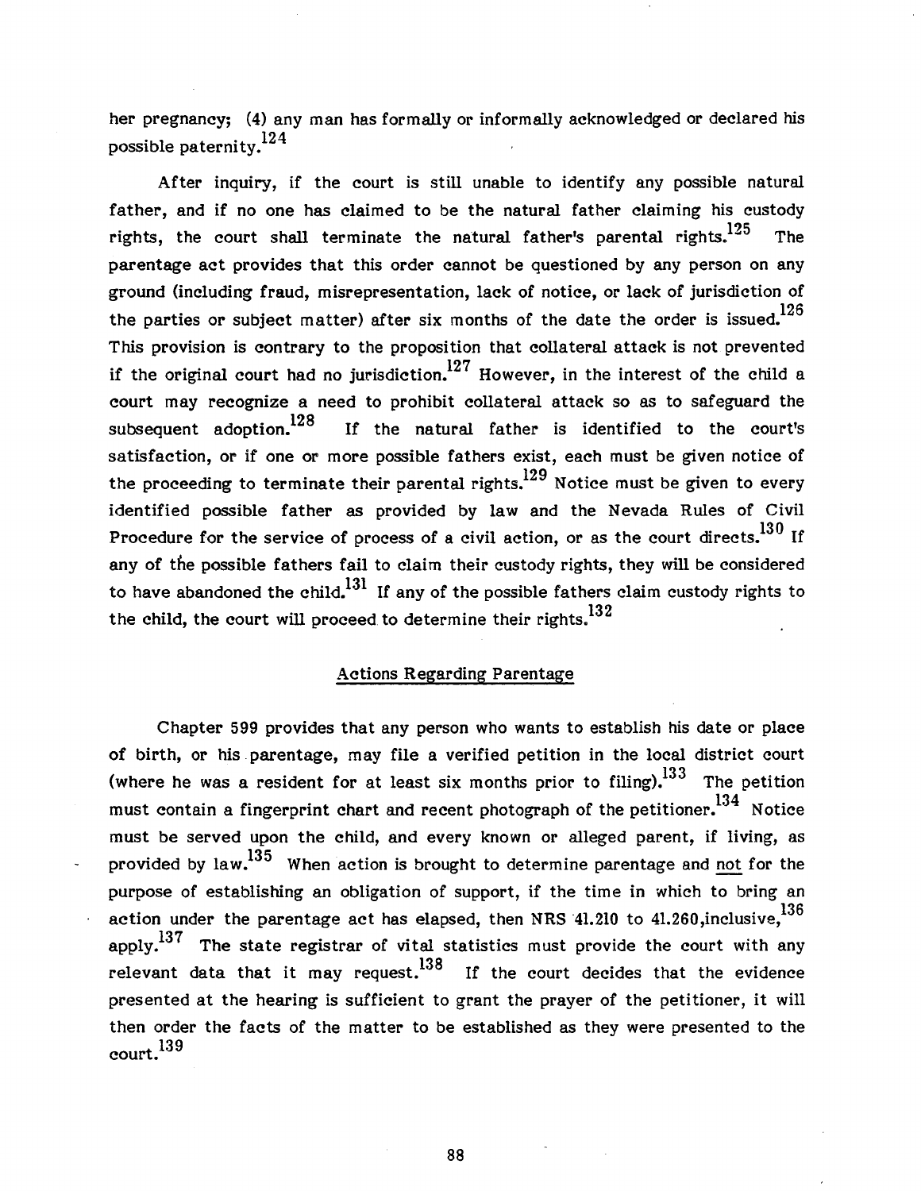her pregnancy; (4) any man has formally or informally acknowledged or declared his possible paternity.[124]

After inquiry, if the court is still unable to identify any possible natural father, and if no one has claimed to be the natural father claiming his custody rights, the court shall terminate the natural father's parental rights.[125] The parentage act provides that this order cannot be questioned by any person on any ground (including fraud, misrepresentation, lack of notice, or lack of jurisdiction of the parties or subject matter) after six months of the date the order is issued.[126] This provision is contrary to the proposition that collateral attack is not prevented if the original court had no jurisdiction.[127] However, in the interest of the child a court may recognize a need to prohibit collateral attack so as to safeguard the subsequent adoption.[128] If the natural father is identified to the court's satisfaction, or if one or more possible fathers exist, each must be given notice of the proceeding to terminate their parental rights.[129] Notice must be given to every identified possible father as provided by law and the Nevada Rules of Civil Procedure for the service of process of a civil action, or as the court directs.[130] If any of the possible fathers fail to claim their custody rights, they will be considered to have abandoned the child.[131] If any of the possible fathers claim custody rights to the child, the court will proceed to determine their rights.[132]

## Actions Regarding Parentage

Chapter 599 provides that any person who wants to establish his date or place of birth, or his parentage, may file a verified petition in the local district court (where he was a resident for at least six months prior to filing).[133] The petition must contain a fingerprint chart and recent photograph of the petitioner.[134] Notice must be served upon the child, and every known or alleged parent, if living, as provided by law.[135] When action is brought to determine parentage and not for the purpose of establishing an obligation of support, if the time in which to bring an action under the parentage act has elapsed, then NRS 41.210 to 41.260, inclusive,[136] apply.[137] The state registrar of vital statistics must provide the court with any relevant data that it may request.[138] If the court decides that the evidence presented at the hearing is sufficient to grant the prayer of the petitioner, it will then order the facts of the matter to be established as they were presented to the court.[139]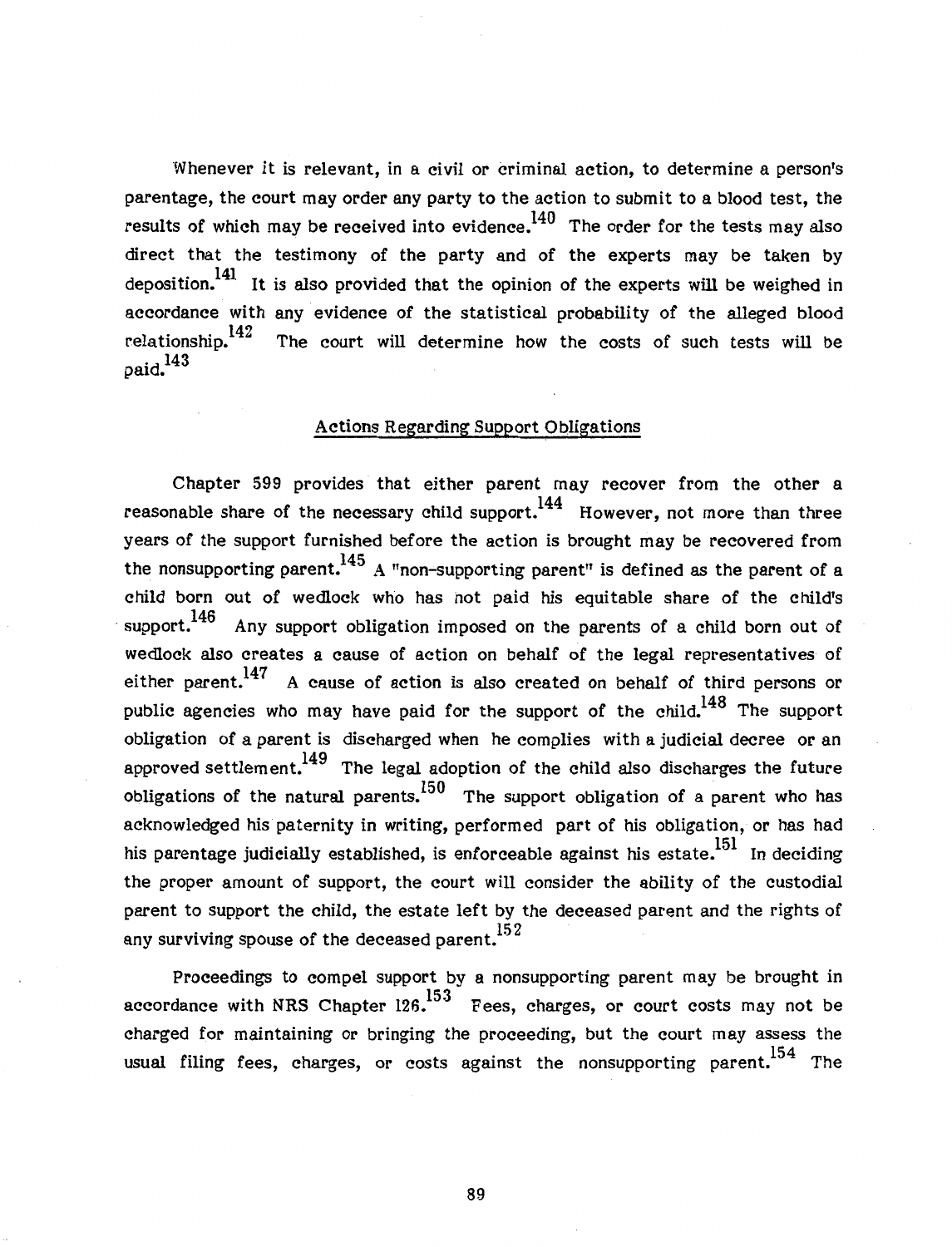Whenever it is relevant, in a civil or criminal action, to determine a person's parentage, the court may order any party to the action to submit to a blood test, the results of which may be received into evidence.[140] The order for the tests may also direct that the testimony of the party and of the experts may be taken by deposition.[141] It is also provided that the opinion of the experts will be weighed in accordance with any evidence of the statistical probability of the alleged blood relationship.[142] The court will determine how the costs of such tests will be paid.[143]

## Actions Regarding Support Obligations

Chapter 599 provides that either parent may recover from the other a reasonable share of the necessary child support.[144] However, not more than three years of the support furnished before the action is brought may be recovered from the nonsupporting parent.[145] A "non-supporting parent" is defined as the parent of a child born out of wedlock who has not paid his equitable share of the child's support.[146] Any support obligation imposed on the parents of a child born out of wedlock also creates a cause of action on behalf of the legal representatives of either parent.[147] A cause of action is also created on behalf of third persons or public agencies who may have paid for the support of the child.[148] The support obligation of a parent is discharged when he complies with a judicial decree or an approved settlement.[149] The legal adoption of the child also discharges the future obligations of the natural parents.[150] The support obligation of a parent who has acknowledged his paternity in writing, performed part of his obligation, or has had his parentage judicially established, is enforceable against his estate.[151] In deciding the proper amount of support, the court will consider the ability of the custodial parent to support the child, the estate left by the deceased parent and the rights of any surviving spouse of the deceased parent.[152]

Proceedings to compel support by a nonsupporting parent may be brought in accordance with NRS Chapter 126.[153] Fees, charges, or court costs may not be charged for maintaining or bringing the proceeding, but the court may assess the usual filing fees, charges, or costs against the nonsupporting parent.[154] The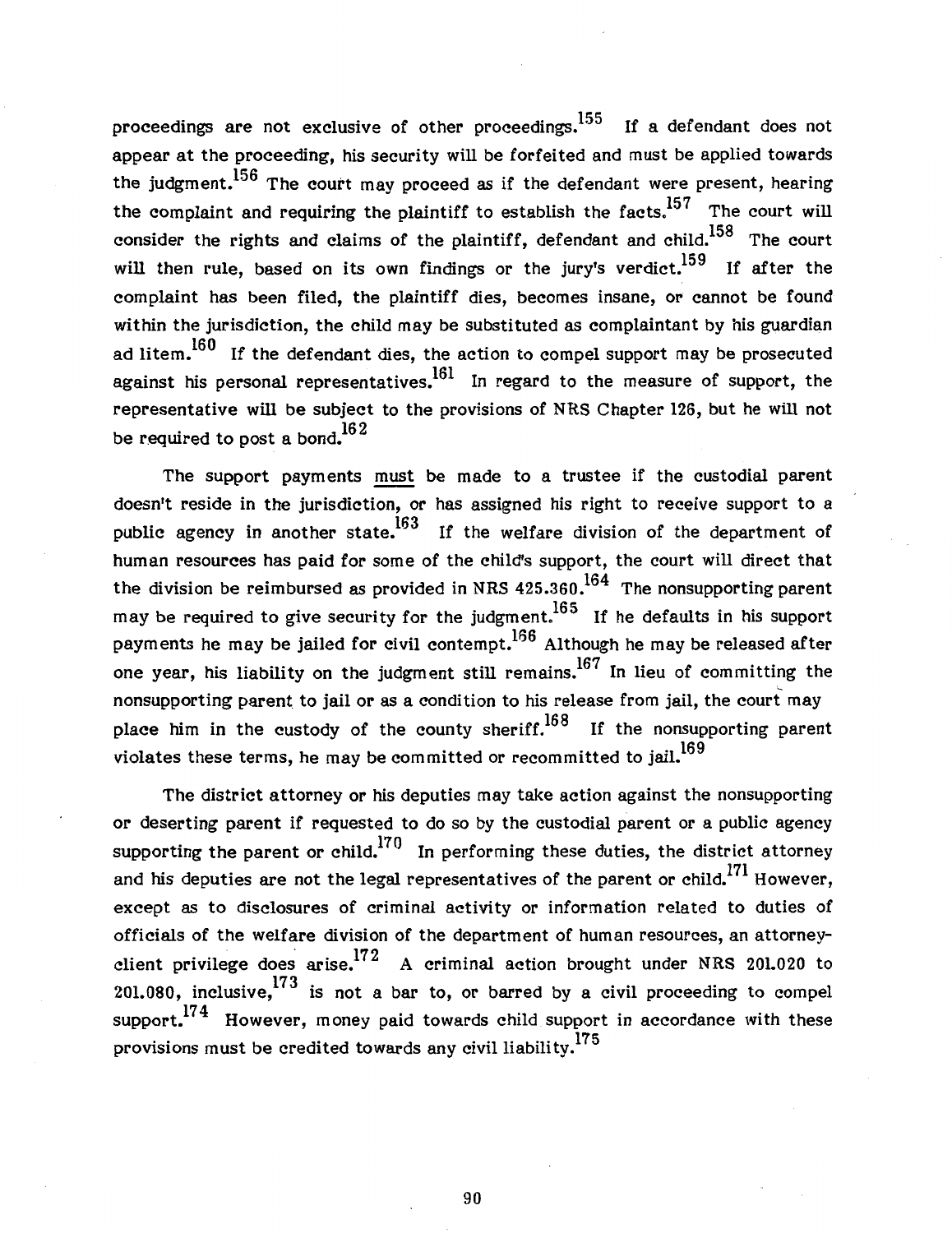proceedings are not exclusive of other proceedings.[155] If a defendant does not appear at the proceeding, his security will be forfeited and must be applied towards the judgment.[156] The court may proceed as if the defendant were present, hearing the complaint and requiring the plaintiff to establish the facts.[157] The court will consider the rights and claims of the plaintiff, defendant and child.[158] The court will then rule, based on its own findings or the jury's verdict.[159] If after the complaint has been filed, the plaintiff dies, becomes insane, or cannot be found within the jurisdiction, the child may be substituted as complaintant by his guardian ad litem.[160] If the defendant dies, the action to compel support may be prosecuted against his personal representatives.[161] In regard to the measure of support, the representative will be subject to the provisions of NRS Chapter 126, but he will not be required to post a bond.[162]

The support payments must be made to a trustee if the custodial parent doesn't reside in the jurisdiction, or has assigned his right to receive support to a public agency in another state.[163] If the welfare division of the department of human resources has paid for some of the child's support, the court will direct that the division be reimbursed as provided in NRS 425.360.[164] The nonsupporting parent may be required to give security for the judgment.[165] If he defaults in his support payments he may be jailed for civil contempt.[166] Although he may be released after one year, his liability on the judgment still remains.[167] In lieu of committing the nonsupporting parent to jail or as a condition to his release from jail, the court may place him in the custody of the county sheriff.[168] If the nonsupporting parent violates these terms, he may be committed or recommitted to jail.[169]

The district attorney or his deputies may take action against the nonsupporting or deserting parent if requested to do so by the custodial parent or a public agency supporting the parent or child.[170] In performing these duties, the district attorney and his deputies are not the legal representatives of the parent or child.[171] However, except as to disclosures of criminal activity or information related to duties of officials of the welfare division of the department of human resources, an attorney-client privilege does arise.[172] A criminal action brought under NRS 201.020 to 201.080, inclusive,[173] is not a bar to, or barred by a civil proceeding to compel support.[174] However, money paid towards child support in accordance with these provisions must be credited towards any civil liability.[175]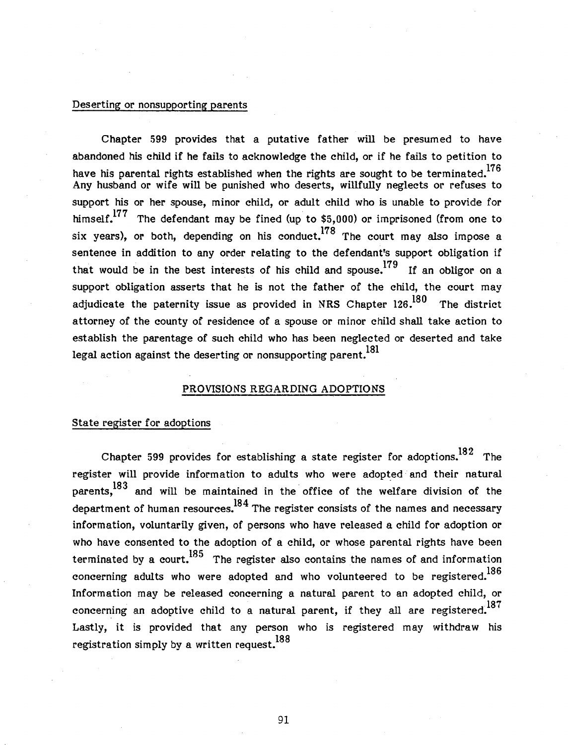Deserting or nonsupporting parents

Chapter 599 provides that a putative father will be presumed to have abandoned his child if he fails to acknowledge the child, or if he fails to petition to have his parental rights established when the rights are sought to be terminated.[176] Any husband or wife will be punished who deserts, willfully neglects or refuses to support his or her spouse, minor child, or adult child who is unable to provide for himself.[177] The defendant may be fined (up to $5,000) or imprisoned (from one to six years), or both, depending on his conduct.[178] The court may also impose a sentence in addition to any order relating to the defendant's support obligation if that would be in the best interests of his child and spouse.[179] If an obligor on a support obligation asserts that he is not the father of the child, the court may adjudicate the paternity issue as provided in NRS Chapter 126.[180] The district attorney of the county of residence of a spouse or minor child shall take action to establish the parentage of such child who has been neglected or deserted and take legal action against the deserting or nonsupporting parent.[181]

## PROVISIONS REGARDING ADOPTIONS

State register for adoptions

Chapter 599 provides for establishing a state register for adoptions.[182] The register will provide information to adults who were adopted and their natural parents,[183] and will be maintained in the office of the welfare division of the department of human resources.[184] The register consists of the names and necessary information, voluntarily given, of persons who have released a child for adoption or who have consented to the adoption of a child, or whose parental rights have been terminated by a court.[185] The register also contains the names of and information concerning adults who were adopted and who volunteered to be registered.[186] Information may be released concerning a natural parent to an adopted child, or concerning an adoptive child to a natural parent, if they all are registered.[187] Lastly, it is provided that any person who is registered may withdraw his registration simply by a written request.[188]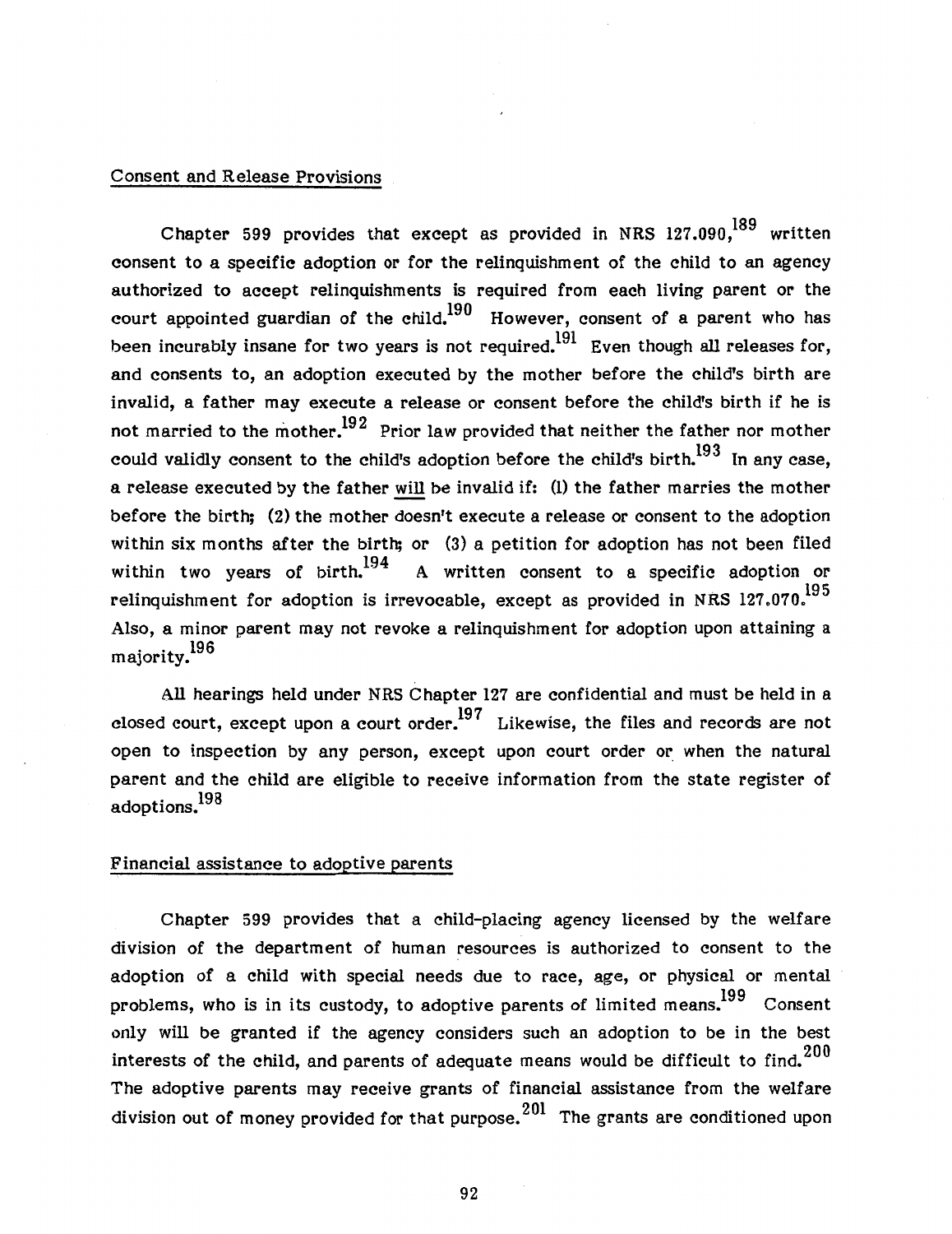## Consent and Release Provisions

Chapter 599 provides that except as provided in NRS 127.090,[189] written consent to a specific adoption or for the relinquishment of the child to an agency authorized to accept relinquishments is required from each living parent or the court appointed guardian of the child.[190] However, consent of a parent who has been incurably insane for two years is not required.[191] Even though all releases for, and consents to, an adoption executed by the mother before the child's birth are invalid, a father may execute a release or consent before the child's birth if he is not married to the mother.[192] Prior law provided that neither the father nor mother could validly consent to the child's adoption before the child's birth.[193] In any case, a release executed by the father <u>will</u> be invalid if: (1) the father marries the mother before the birth; (2) the mother doesn't execute a release or consent to the adoption within six months after the birth; or (3) a petition for adoption has not been filed within two years of birth.[194] A written consent to a specific adoption or relinquishment for adoption is irrevocable, except as provided in NRS 127.070.[195] Also, a minor parent may not revoke a relinquishment for adoption upon attaining a majority.[196]

All hearings held under NRS Chapter 127 are confidential and must be held in a closed court, except upon a court order.[197] Likewise, the files and records are not open to inspection by any person, except upon court order or when the natural parent and the child are eligible to receive information from the state register of adoptions.[198]

## Financial assistance to adoptive parents

Chapter 599 provides that a child-placing agency licensed by the welfare division of the department of human resources is authorized to consent to the adoption of a child with special needs due to race, age, or physical or mental problems, who is in its custody, to adoptive parents of limited means.[199] Consent only will be granted if the agency considers such an adoption to be in the best interests of the child, and parents of adequate means would be difficult to find.[200] The adoptive parents may receive grants of financial assistance from the welfare division out of money provided for that purpose.[201] The grants are conditioned upon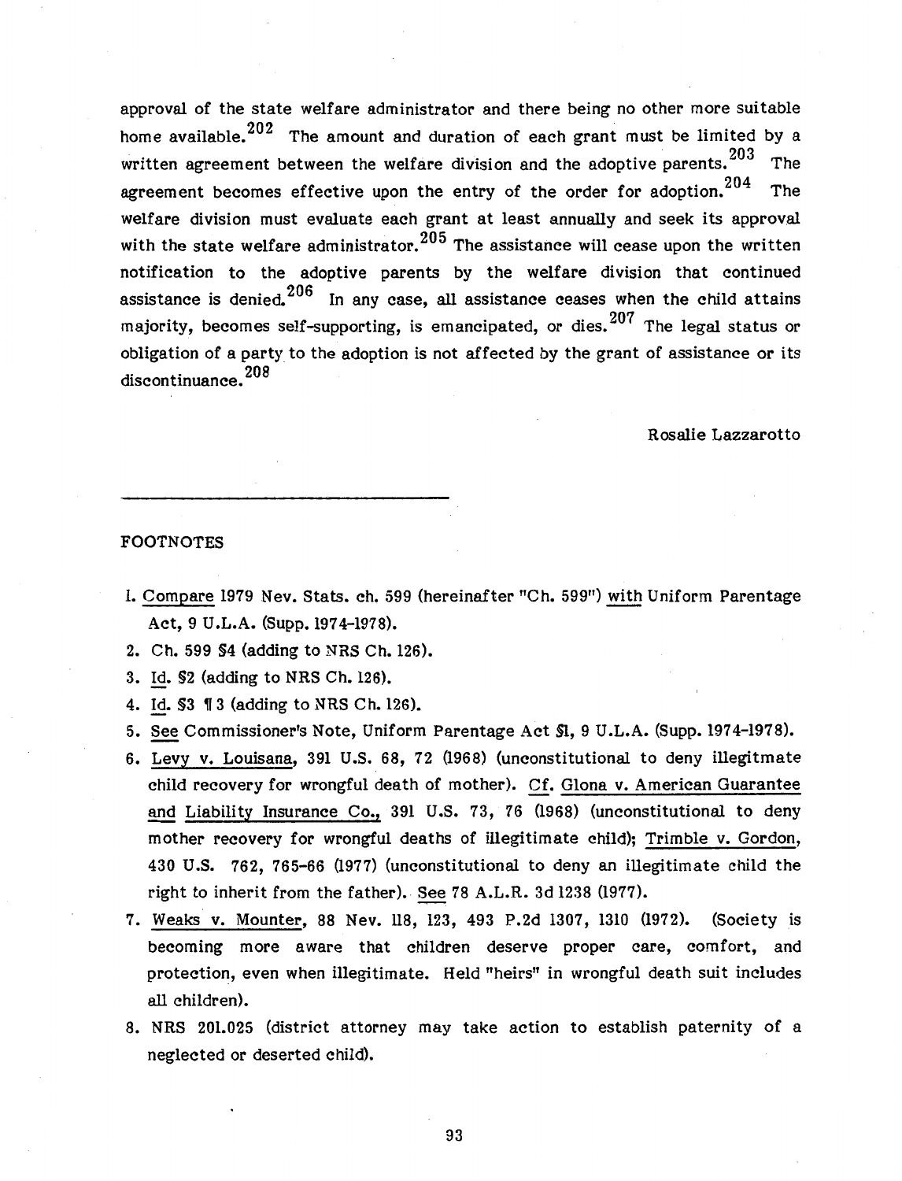approval of the state welfare administrator and there being no other more suitable home available.[202] The amount and duration of each grant must be limited by a written agreement between the welfare division and the adoptive parents.[203] The agreement becomes effective upon the entry of the order for adoption.[204] The welfare division must evaluate each grant at least annually and seek its approval with the state welfare administrator.[205] The assistance will cease upon the written notification to the adoptive parents by the welfare division that continued assistance is denied.[206] In any case, all assistance ceases when the child attains majority, becomes self-supporting, is emancipated, or dies.[207] The legal status or obligation of a party to the adoption is not affected by the grant of assistance or its discontinuance.[208]

Rosalie Lazzarotto

---

FOOTNOTES

1. Compare 1979 Nev. Stats. ch. 599 (hereinafter "Ch. 599") with Uniform Parentage Act, 9 U.L.A. (Supp. 1974-1978).
2. Ch. 599 §4 (adding to NRS Ch. 126).
3. Id. §2 (adding to NRS Ch. 126).
4. Id. §3 ¶ 3 (adding to NRS Ch. 126).
5. See Commissioner's Note, Uniform Parentage Act §1, 9 U.L.A. (Supp. 1974-1978).
6. Levy v. Louisana, 391 U.S. 68, 72 (1968) (unconstitutional to deny illegitmate child recovery for wrongful death of mother). Cf. Glona v. American Guarantee and Liability Insurance Co., 391 U.S. 73, 76 (1968) (unconstitutional to deny mother recovery for wrongful deaths of illegitimate child); Trimble v. Gordon, 430 U.S. 762, 765-66 (1977) (unconstitutional to deny an illegitimate child the right to inherit from the father). See 78 A.L.R. 3d 1238 (1977).
7. Weaks v. Mounter, 88 Nev. 118, 123, 493 P.2d 1307, 1310 (1972). (Society is becoming more aware that children deserve proper care, comfort, and protection, even when illegitimate. Held "heirs" in wrongful death suit includes all children).
8. NRS 201.025 (district attorney may take action to establish paternity of a neglected or deserted child).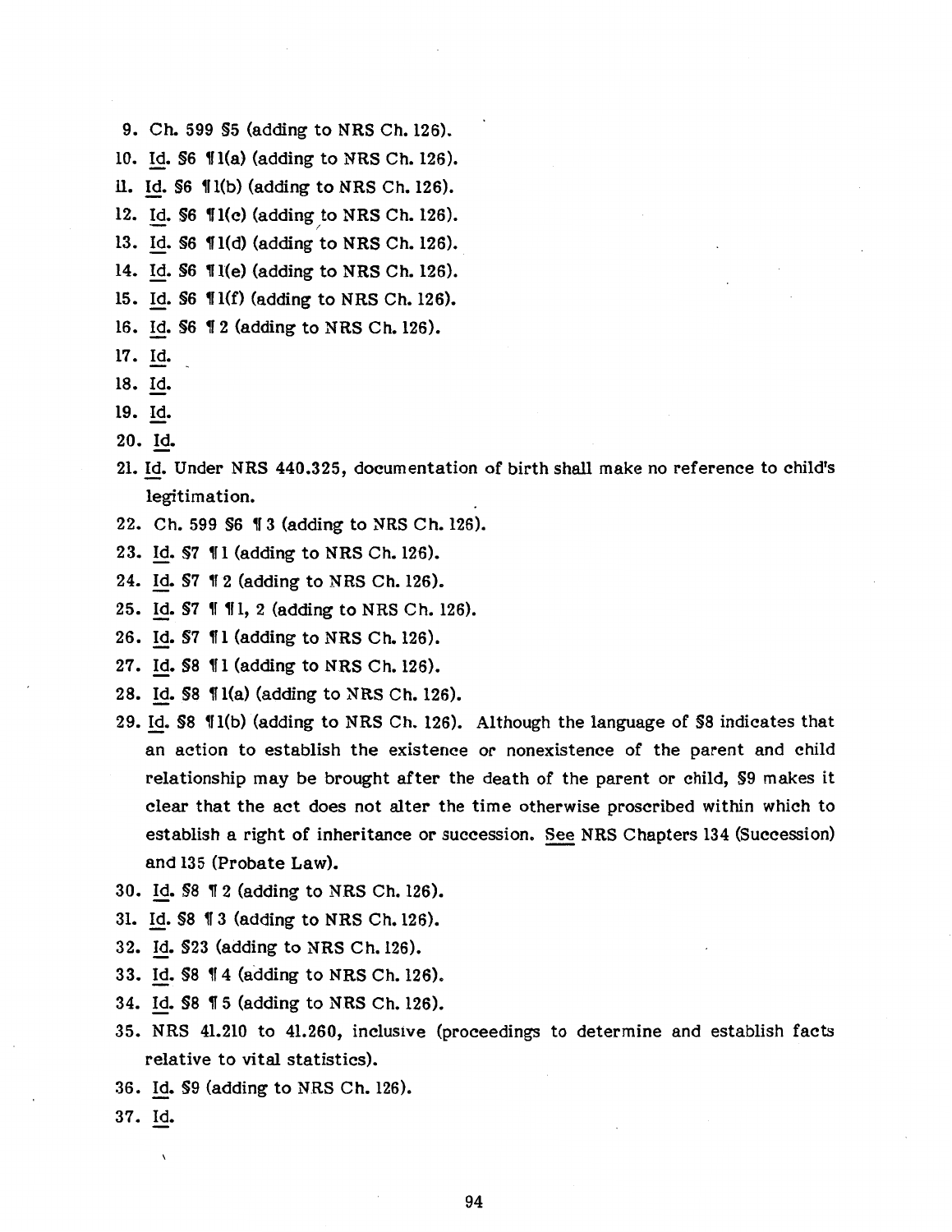9. Ch. 599 §5 (adding to NRS Ch. 126).
10. Id. §6 ¶1(a) (adding to NRS Ch. 126).
11. Id. §6 ¶1(b) (adding to NRS Ch. 126).
12. Id. §6 ¶1(c) (adding to NRS Ch. 126).
13. Id. §6 ¶1(d) (adding to NRS Ch. 126).
14. Id. §6 ¶1(e) (adding to NRS Ch. 126).
15. Id. §6 ¶1(f) (adding to NRS Ch. 126).
16. Id. §6 ¶2 (adding to NRS Ch. 126).
17. Id.
18. Id.
19. Id.
20. Id.
21. Id. Under NRS 440.325, documentation of birth shall make no reference to child's legitimation.
22. Ch. 599 §6 ¶3 (adding to NRS Ch. 126).
23. Id. §7 ¶1 (adding to NRS Ch. 126).
24. Id. §7 ¶2 (adding to NRS Ch. 126).
25. Id. §7 ¶ ¶1, 2 (adding to NRS Ch. 126).
26. Id. §7 ¶1 (adding to NRS Ch. 126).
27. Id. §8 ¶1 (adding to NRS Ch. 126).
28. Id. §8 ¶1(a) (adding to NRS Ch. 126).
29. Id. §8 ¶1(b) (adding to NRS Ch. 126). Although the language of §8 indicates that an action to establish the existence or nonexistence of the parent and child relationship may be brought after the death of the parent or child, §9 makes it clear that the act does not alter the time otherwise proscribed within which to establish a right of inheritance or succession. See NRS Chapters 134 (Succession) and 135 (Probate Law).
30. Id. §8 ¶2 (adding to NRS Ch. 126).
31. Id. §8 ¶3 (adding to NRS Ch. 126).
32. Id. §23 (adding to NRS Ch. 126).
33. Id. §8 ¶4 (adding to NRS Ch. 126).
34. Id. §8 ¶5 (adding to NRS Ch. 126).
35. NRS 41.210 to 41.260, inclusive (proceedings to determine and establish facts relative to vital statistics).
36. Id. §9 (adding to NRS Ch. 126).
37. Id.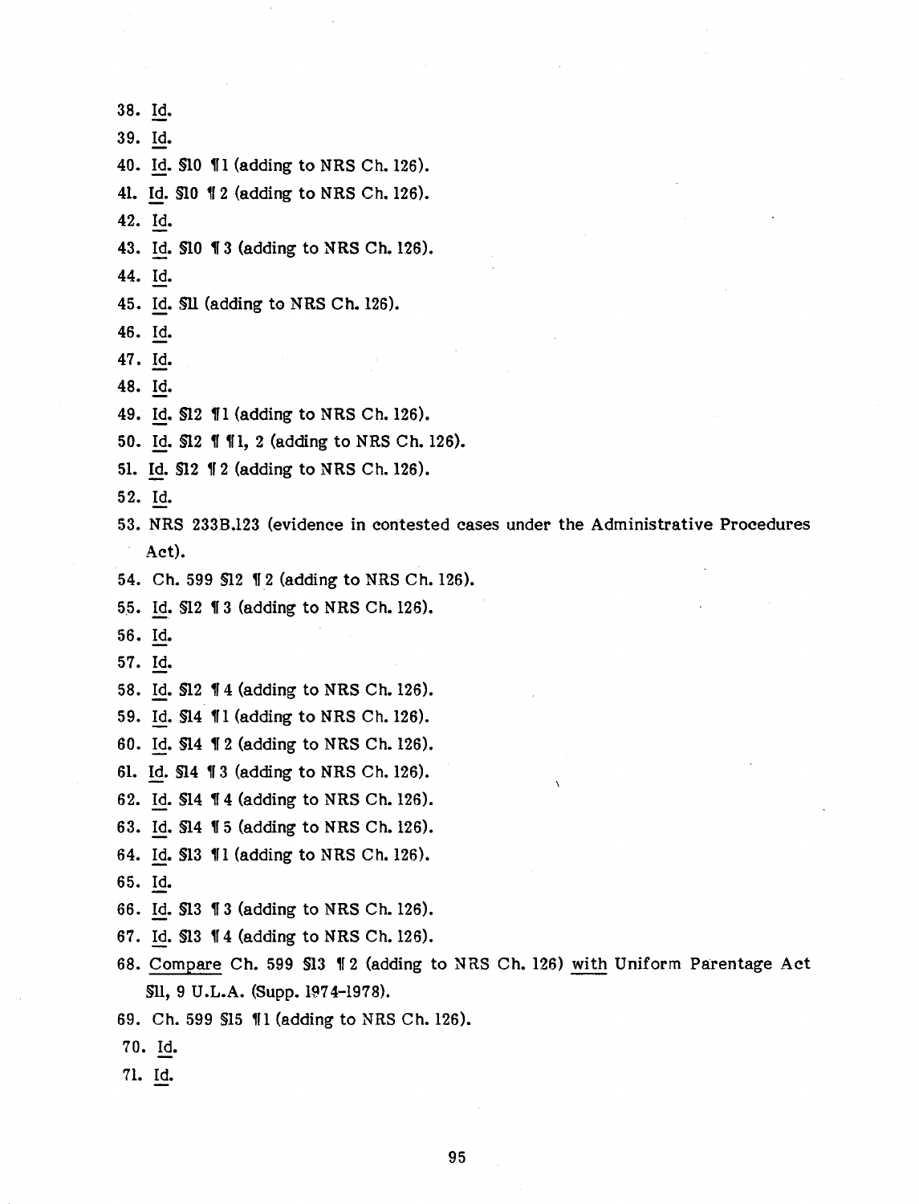38. Id.

39. Id.

40. Id. §10 ¶1 (adding to NRS Ch. 126).

41. Id. §10 ¶2 (adding to NRS Ch. 126).

42. Id.

43. Id. §10 ¶3 (adding to NRS Ch. 126).

44. Id.

45. Id. §11 (adding to NRS Ch. 126).

46. Id.

47. Id.

48. Id.

49. Id. §12 ¶1 (adding to NRS Ch. 126).

50. Id. §12 ¶ ¶1, 2 (adding to NRS Ch. 126).

51. Id. §12 ¶2 (adding to NRS Ch. 126).

52. Id.

53. NRS 233B.123 (evidence in contested cases under the Administrative Procedures Act).

54. Ch. 599 §12 ¶2 (adding to NRS Ch. 126).

55. Id. §12 ¶3 (adding to NRS Ch. 126).

56. Id.

57. Id.

58. Id. §12 ¶4 (adding to NRS Ch. 126).

59. Id. §14 ¶1 (adding to NRS Ch. 126).

60. Id. §14 ¶2 (adding to NRS Ch. 126).

61. Id. §14 ¶3 (adding to NRS Ch. 126).

62. Id. §14 ¶4 (adding to NRS Ch. 126).

63. Id. §14 ¶5 (adding to NRS Ch. 126).

64. Id. §13 ¶1 (adding to NRS Ch. 126).

65. Id.

66. Id. §13 ¶3 (adding to NRS Ch. 126).

67. Id. §13 ¶4 (adding to NRS Ch. 126).

68. Compare Ch. 599 §13 ¶2 (adding to NRS Ch. 126) with Uniform Parentage Act §11, 9 U.L.A. (Supp. 1974-1978).

69. Ch. 599 §15 ¶1 (adding to NRS Ch. 126).

70. Id.

71. Id.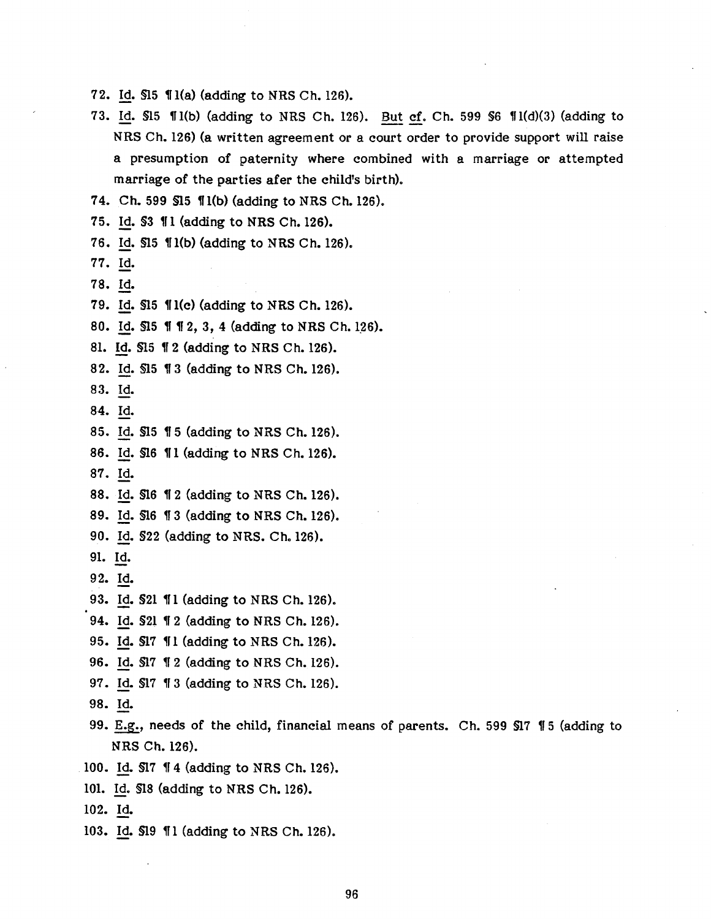72. Id. §15 ¶1(a) (adding to NRS Ch. 126).
73. Id. §15 ¶1(b) (adding to NRS Ch. 126). But cf. Ch. 599 §6 ¶1(d)(3) (adding to NRS Ch. 126) (a written agreement or a court order to provide support will raise a presumption of paternity where combined with a marriage or attempted marriage of the parties afer the child's birth).
74. Ch. 599 §15 ¶1(b) (adding to NRS Ch. 126).
75. Id. §3 ¶1 (adding to NRS Ch. 126).
76. Id. §15 ¶1(b) (adding to NRS Ch. 126).
77. Id.
78. Id.
79. Id. §15 ¶1(c) (adding to NRS Ch. 126).
80. Id. §15 ¶ ¶ 2, 3, 4 (adding to NRS Ch. 126).
81. Id. §15 ¶2 (adding to NRS Ch. 126).
82. Id. §15 ¶3 (adding to NRS Ch. 126).
83. Id.
84. Id.
85. Id. §15 ¶5 (adding to NRS Ch. 126).
86. Id. §16 ¶1 (adding to NRS Ch. 126).
87. Id.
88. Id. §16 ¶2 (adding to NRS Ch. 126).
89. Id. §16 ¶3 (adding to NRS Ch. 126).
90. Id. §22 (adding to NRS. Ch. 126).
91. Id.
92. Id.
93. Id. §21 ¶1 (adding to NRS Ch. 126).
94. Id. §21 ¶2 (adding to NRS Ch. 126).
95. Id. §17 ¶1 (adding to NRS Ch. 126).
96. Id. §17 ¶2 (adding to NRS Ch. 126).
97. Id. §17 ¶3 (adding to NRS Ch. 126).
98. Id.
99. E.g., needs of the child, financial means of parents. Ch. 599 §17 ¶5 (adding to NRS Ch. 126).
100. Id. §17 ¶4 (adding to NRS Ch. 126).
101. Id. §18 (adding to NRS Ch. 126).
102. Id.
103. Id. §19 ¶1 (adding to NRS Ch. 126).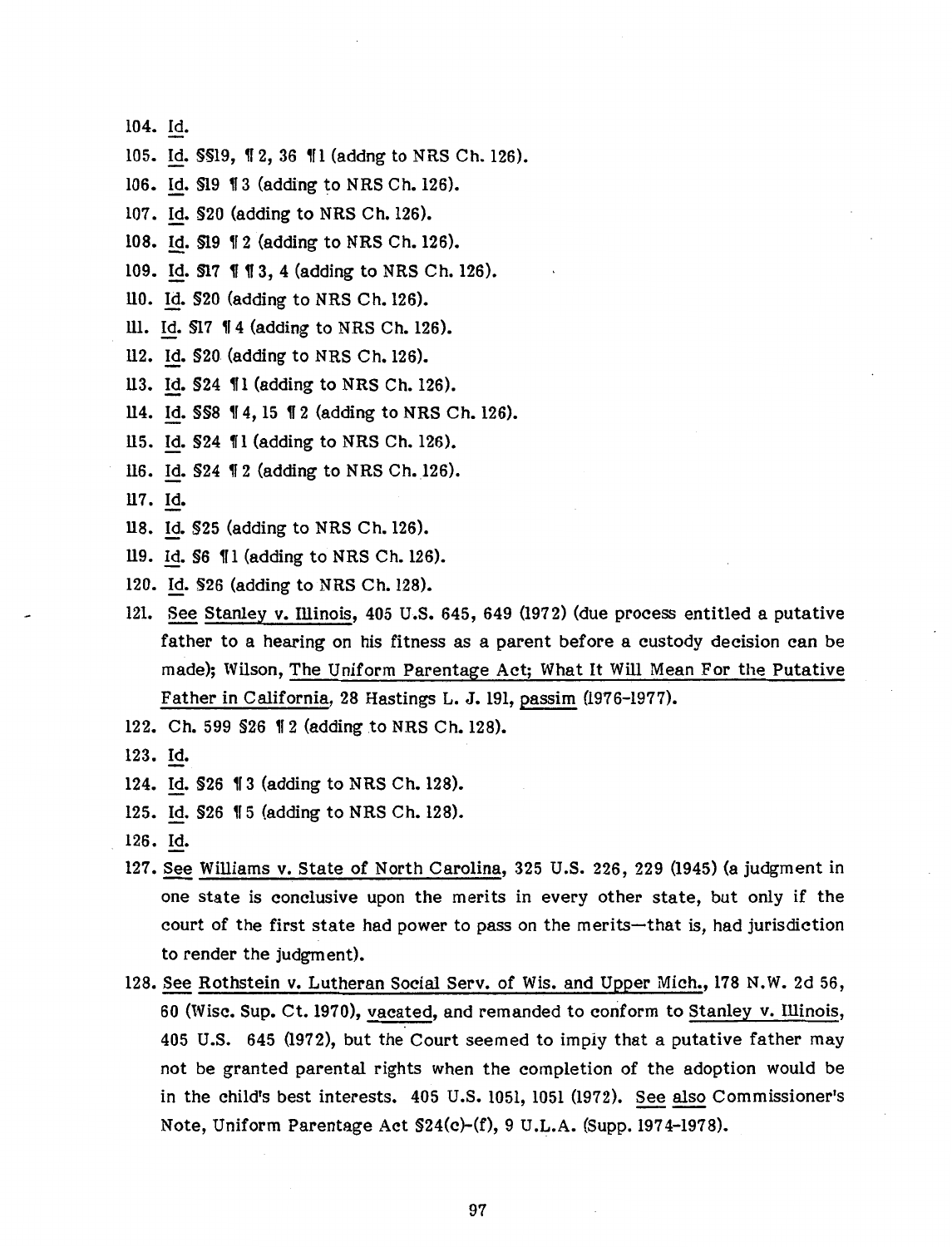104. Id.

105. Id. §§19, ¶2, 36 ¶1 (addng to NRS Ch. 126).

106. Id. §19 ¶3 (adding to NRS Ch. 126).

107. Id. §20 (adding to NRS Ch. 126).

108. Id. §19 ¶2 (adding to NRS Ch. 126).

109. Id. §17 ¶¶3, 4 (adding to NRS Ch. 126).

110. Id. §20 (adding to NRS Ch. 126).

111. Id. §17 ¶4 (adding to NRS Ch. 126).

112. Id. §20 (adding to NRS Ch. 126).

113. Id. §24 ¶1 (adding to NRS Ch. 126).

114. Id. §§8 ¶4, 15 ¶2 (adding to NRS Ch. 126).

115. Id. §24 ¶1 (adding to NRS Ch. 126).

116. Id. §24 ¶2 (adding to NRS Ch. 126).

117. Id.

118. Id. §25 (adding to NRS Ch. 126).

119. Id. §6 ¶1 (adding to NRS Ch. 126).

120. Id. §26 (adding to NRS Ch. 128).

121. See Stanley v. Illinois, 405 U.S. 645, 649 (1972) (due process entitled a putative father to a hearing on his fitness as a parent before a custody decision can be made); Wilson, The Uniform Parentage Act; What It Will Mean For the Putative Father in California, 28 Hastings L. J. 191, passim (1976-1977).

122. Ch. 599 §26 ¶2 (adding to NRS Ch. 128).

123. Id.

124. Id. §26 ¶3 (adding to NRS Ch. 128).

125. Id. §26 ¶5 (adding to NRS Ch. 128).

126. Id.

127. See Williams v. State of North Carolina, 325 U.S. 226, 229 (1945) (a judgment in one state is conclusive upon the merits in every other state, but only if the court of the first state had power to pass on the merits—that is, had jurisdiction to render the judgment).

128. See Rothstein v. Lutheran Social Serv. of Wis. and Upper Mich., 178 N.W. 2d 56, 60 (Wisc. Sup. Ct. 1970), vacated, and remanded to conform to Stanley v. Illinois, 405 U.S. 645 (1972), but the Court seemed to imply that a putative father may not be granted parental rights when the completion of the adoption would be in the child's best interests. 405 U.S. 1051, 1051 (1972). See also Commissioner's Note, Uniform Parentage Act §24(c)-(f), 9 U.L.A. (Supp. 1974-1978).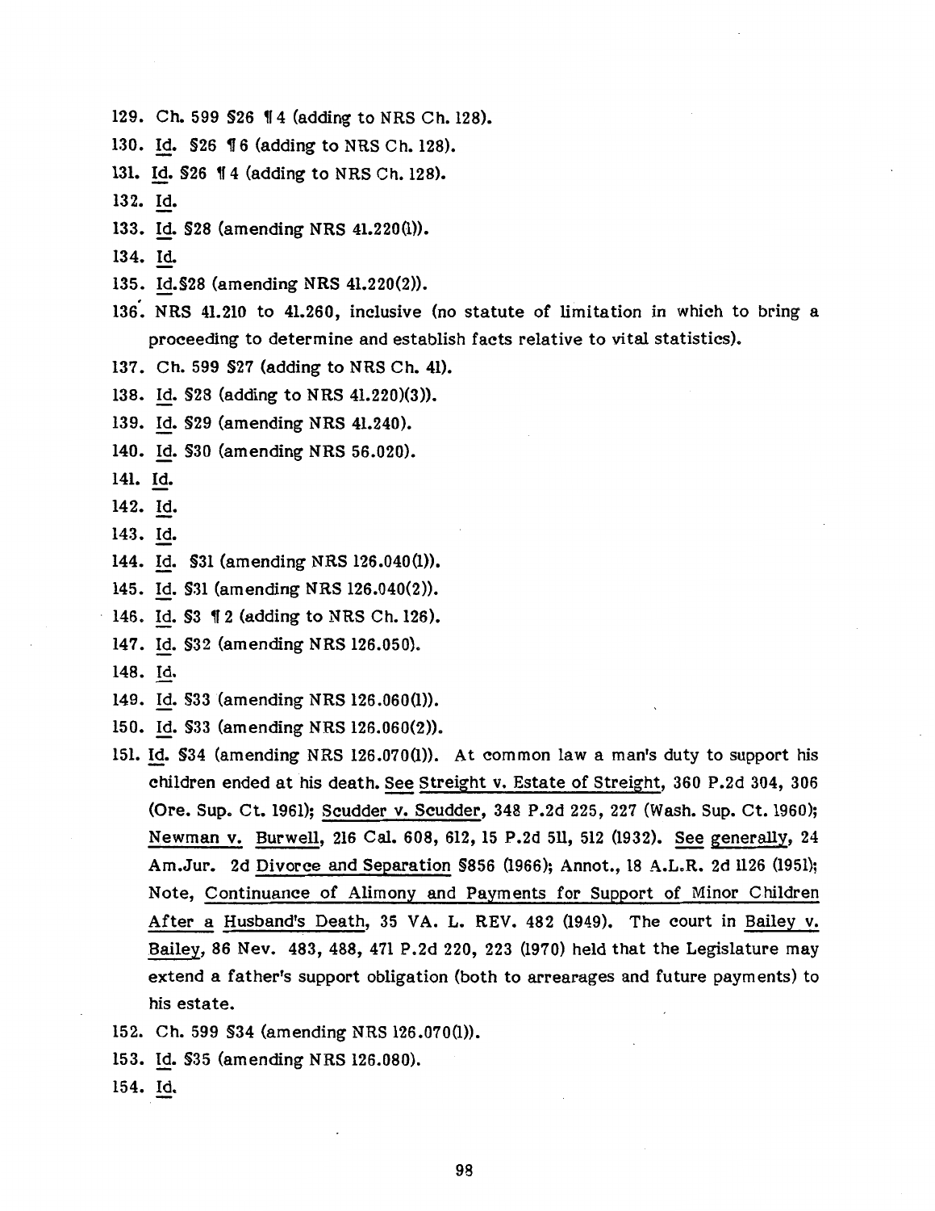129. Ch. 599 §26 ¶ 4 (adding to NRS Ch. 128).

130. Id. §26 ¶ 6 (adding to NRS Ch. 128).

131. Id. §26 ¶ 4 (adding to NRS Ch. 128).

132. Id.

133. Id. §28 (amending NRS 41.220(1)).

134. Id.

135. Id.§28 (amending NRS 41.220(2)).

136. NRS 41.210 to 41.260, inclusive (no statute of limitation in which to bring a proceeding to determine and establish facts relative to vital statistics).

137. Ch. 599 §27 (adding to NRS Ch. 41).

138. Id. §28 (adding to NRS 41.220)(3)).

139. Id. §29 (amending NRS 41.240).

140. Id. §30 (amending NRS 56.020).

141. Id.

142. Id.

143. Id.

144. Id. §31 (amending NRS 126.040(1)).

145. Id. §31 (amending NRS 126.040(2)).

146. Id. §3 ¶ 2 (adding to NRS Ch. 126).

147. Id. §32 (amending NRS 126.050).

148. Id.

149. Id. §33 (amending NRS 126.060(1)).

150. Id. §33 (amending NRS 126.060(2)).

151. Id. §34 (amending NRS 126.070(1)). At common law a man's duty to support his children ended at his death. See Streight v. Estate of Streight, 360 P.2d 304, 306 (Ore. Sup. Ct. 1961); Scudder v. Scudder, 348 P.2d 225, 227 (Wash. Sup. Ct. 1960); Newman v. Burwell, 216 Cal. 608, 612, 15 P.2d 511, 512 (1932). See generally, 24 Am.Jur. 2d Divorce and Separation §856 (1966); Annot., 18 A.L.R. 2d 1126 (1951); Note, Continuance of Alimony and Payments for Support of Minor Children After a Husband's Death, 35 VA. L. REV. 482 (1949). The court in Bailey v. Bailey, 86 Nev. 483, 488, 471 P.2d 220, 223 (1970) held that the Legislature may extend a father's support obligation (both to arrearages and future payments) to his estate.

152. Ch. 599 §34 (amending NRS 126.070(1)).

153. Id. §35 (amending NRS 126.080).

154. Id.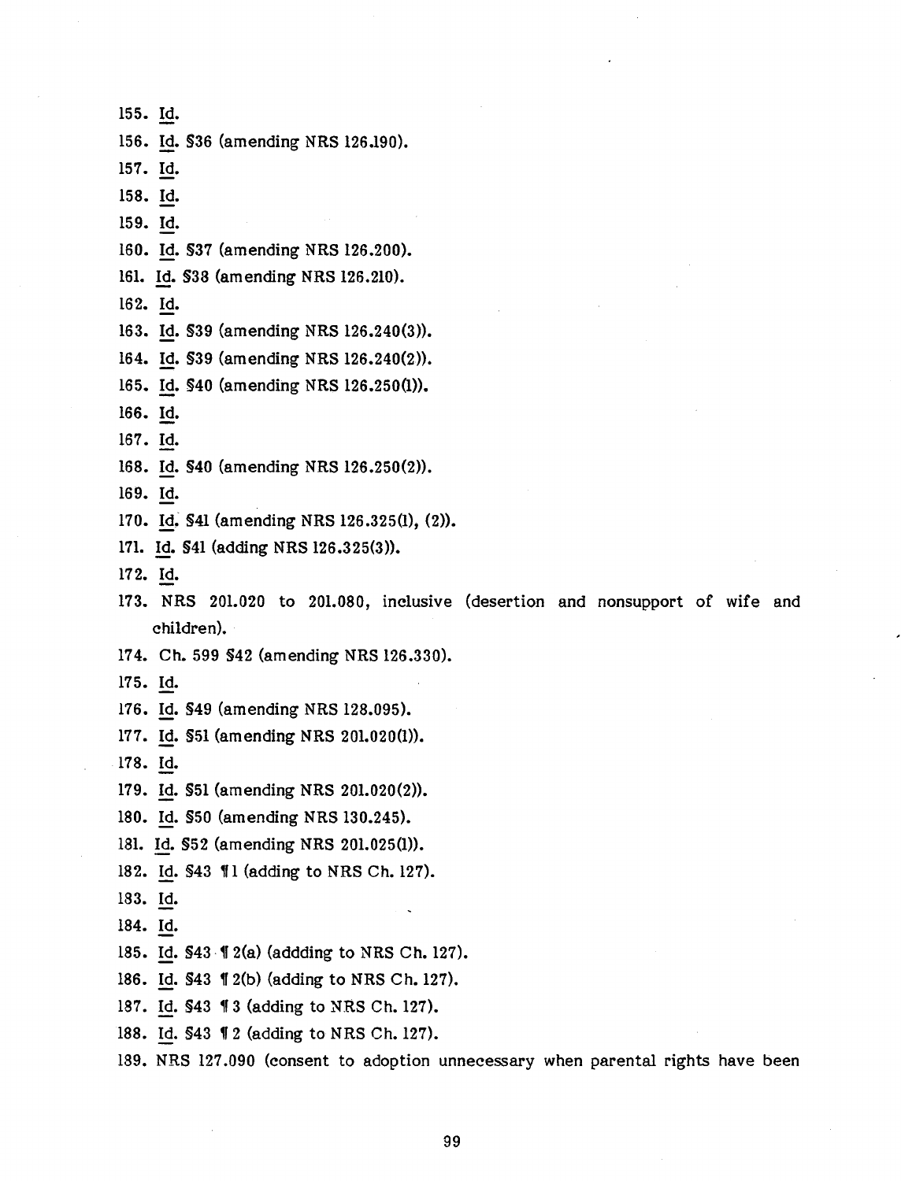155. Id.

156. Id. §36 (amending NRS 126.190).

157. Id.

158. Id.

159. Id.

160. Id. §37 (amending NRS 126.200).

161. Id. §38 (amending NRS 126.210).

162. Id.

163. Id. §39 (amending NRS 126.240(3)).

164. Id. §39 (amending NRS 126.240(2)).

165. Id. §40 (amending NRS 126.250(1)).

166. Id.

167. Id.

168. Id. §40 (amending NRS 126.250(2)).

169. Id.

170. Id. §41 (amending NRS 126.325(1), (2)).

171. Id. §41 (adding NRS 126.325(3)).

172. Id.

173. NRS 201.020 to 201.080, inclusive (desertion and nonsupport of wife and children).

174. Ch. 599 §42 (amending NRS 126.330).

175. Id.

176. Id. §49 (amending NRS 128.095).

177. Id. §51 (amending NRS 201.020(1)).

178. Id.

179. Id. §51 (amending NRS 201.020(2)).

180. Id. §50 (amending NRS 130.245).

181. Id. §52 (amending NRS 201.025(1)).

182. Id. §43 ¶1 (adding to NRS Ch. 127).

183. Id.

184. Id.

185. Id. §43 ¶2(a) (addding to NRS Ch. 127).

186. Id. §43 ¶2(b) (adding to NRS Ch. 127).

187. Id. §43 ¶3 (adding to NRS Ch. 127).

188. Id. §43 ¶2 (adding to NRS Ch. 127).

189. NRS 127.090 (consent to adoption unnecessary when parental rights have been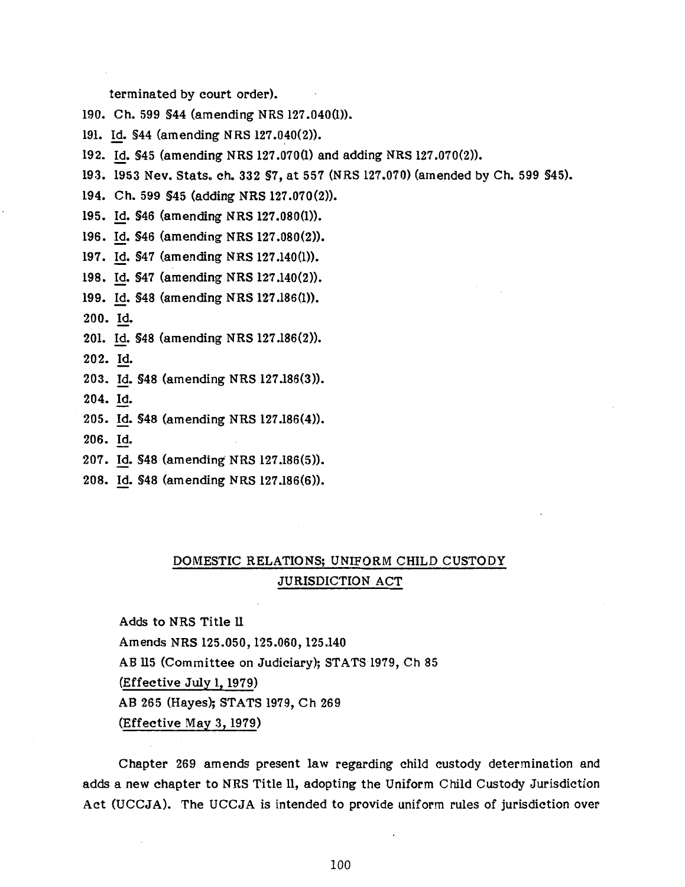terminated by court order).

190. Ch. 599 §44 (amending NRS 127.040(1)).
191. Id. §44 (amending NRS 127.040(2)).
192. Id. §45 (amending NRS 127.070(1) and adding NRS 127.070(2)).
193. 1953 Nev. Stats. ch. 332 §7, at 557 (NRS 127.070) (amended by Ch. 599 §45).
194. Ch. 599 §45 (adding NRS 127.070(2)).
195. Id. §46 (amending NRS 127.080(1)).
196. Id. §46 (amending NRS 127.080(2)).
197. Id. §47 (amending NRS 127.140(1)).
198. Id. §47 (amending NRS 127.140(2)).
199. Id. §48 (amending NRS 127.186(1)).
200. Id.
201. Id. §48 (amending NRS 127.186(2)).
202. Id.
203. Id. §48 (amending NRS 127.186(3)).
204. Id.
205. Id. §48 (amending NRS 127.186(4)).
206. Id.
207. Id. §48 (amending NRS 127.186(5)).
208. Id. §48 (amending NRS 127.186(6)).

## DOMESTIC RELATIONS; UNIFORM CHILD CUSTODY JURISDICTION ACT

Adds to NRS Title 11
Amends NRS 125.050, 125.060, 125.140
AB 115 (Committee on Judiciary); STATS 1979, Ch 85
(Effective July 1, 1979)
AB 265 (Hayes); STATS 1979, Ch 269
(Effective May 3, 1979)

Chapter 269 amends present law regarding child custody determination and adds a new chapter to NRS Title 11, adopting the Uniform Child Custody Jurisdiction Act (UCCJA). The UCCJA is intended to provide uniform rules of jurisdiction over